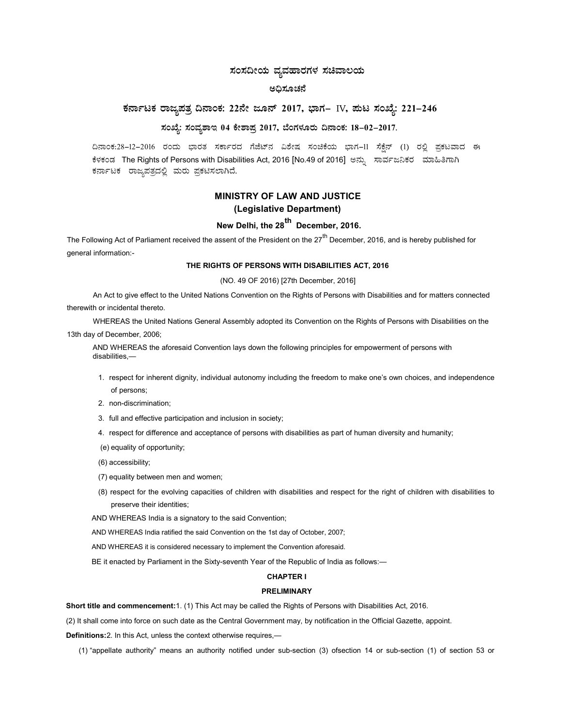# ಸಂಸದೀಯ ವ್ಯವಹಾರಗಳ ಸಚಿವಾಲಯ

## ಅಧಿಸೂಚನೆ

### ಕರ್ನಾಟಕ ರಾಜ್ಯಪತ್ರ ದಿನಾಂಕ: 22ನೇ ಜೂನ್ 2017, ಭಾಗ– IV, ಪುಟ ಸಂಖ್ಯೆ: 221–246

### ಸಂಖ್ಯೆ: ಸಂವ್ಯಶಾಇ 04 ಕೇಶಾಪ್ರ 2017, ಬೆಂಗಳೂರು ದಿನಾಂಕ: 18–02–2017.

ದಿನಾಂಕ:28–12–2016 ರಂದು ಭಾರತ ಸರ್ಕಾರದ ಗೆಜೆಟ್‌ನ ವಿಶೇಷ ಸಂಚಿಕೆಯ ಭಾಗ–II ಸೆಕ್ಷನ್ (1) ರಲ್ಲಿ ಪ್ರಕಟವಾದ ಈ ಕೆಳಕಂಡ The Rights of Persons with Disabilities Act, 2016 [No.49 of 2016] ಅನ್ನು ಸಾರ್ವಜನಿಕರ ಮಾಹಿತಿಗಾಗಿ ಕರ್ನಾಟಕ ರಾಜ್ಯಪತ್ರದಲ್ಲಿ ಮರು ಪ್ರಕಟಿಸಲಾಗಿದೆ.

## MINISTRY OF LAW AND JUSTICE
## (Legislative Department)

### New Delhi, the 28th December, 2016.

The Following Act of Parliament received the assent of the President on the 27th December, 2016, and is hereby published for general information:-

**THE RIGHTS OF PERSONS WITH DISABILITIES ACT, 2016**

(NO. 49 OF 2016) [27th December, 2016]

An Act to give effect to the United Nations Convention on the Rights of Persons with Disabilities and for matters connected therewith or incidental thereto.

WHEREAS the United Nations General Assembly adopted its Convention on the Rights of Persons with Disabilities on the 13th day of December, 2006;

AND WHEREAS the aforesaid Convention lays down the following principles for empowerment of persons with disabilities,—

1. respect for inherent dignity, individual autonomy including the freedom to make one's own choices, and independence of persons;
2. non-discrimination;
3. full and effective participation and inclusion in society;
4. respect for difference and acceptance of persons with disabilities as part of human diversity and humanity;

(e) equality of opportunity;

(6) accessibility;

(7) equality between men and women;

(8) respect for the evolving capacities of children with disabilities and respect for the right of children with disabilities to preserve their identities;

AND WHEREAS India is a signatory to the said Convention;

AND WHEREAS India ratified the said Convention on the 1st day of October, 2007;

AND WHEREAS it is considered necessary to implement the Convention aforesaid.

BE it enacted by Parliament in the Sixty-seventh Year of the Republic of India as follows:—

**CHAPTER I**

**PRELIMINARY**

**Short title and commencement:**1. (1) This Act may be called the Rights of Persons with Disabilities Act, 2016.

(2) It shall come into force on such date as the Central Government may, by notification in the Official Gazette, appoint.

**Definitions:**2. In this Act, unless the context otherwise requires,—

(1) "appellate authority" means an authority notified under sub-section (3) ofsection 14 or sub-section (1) of section 53 or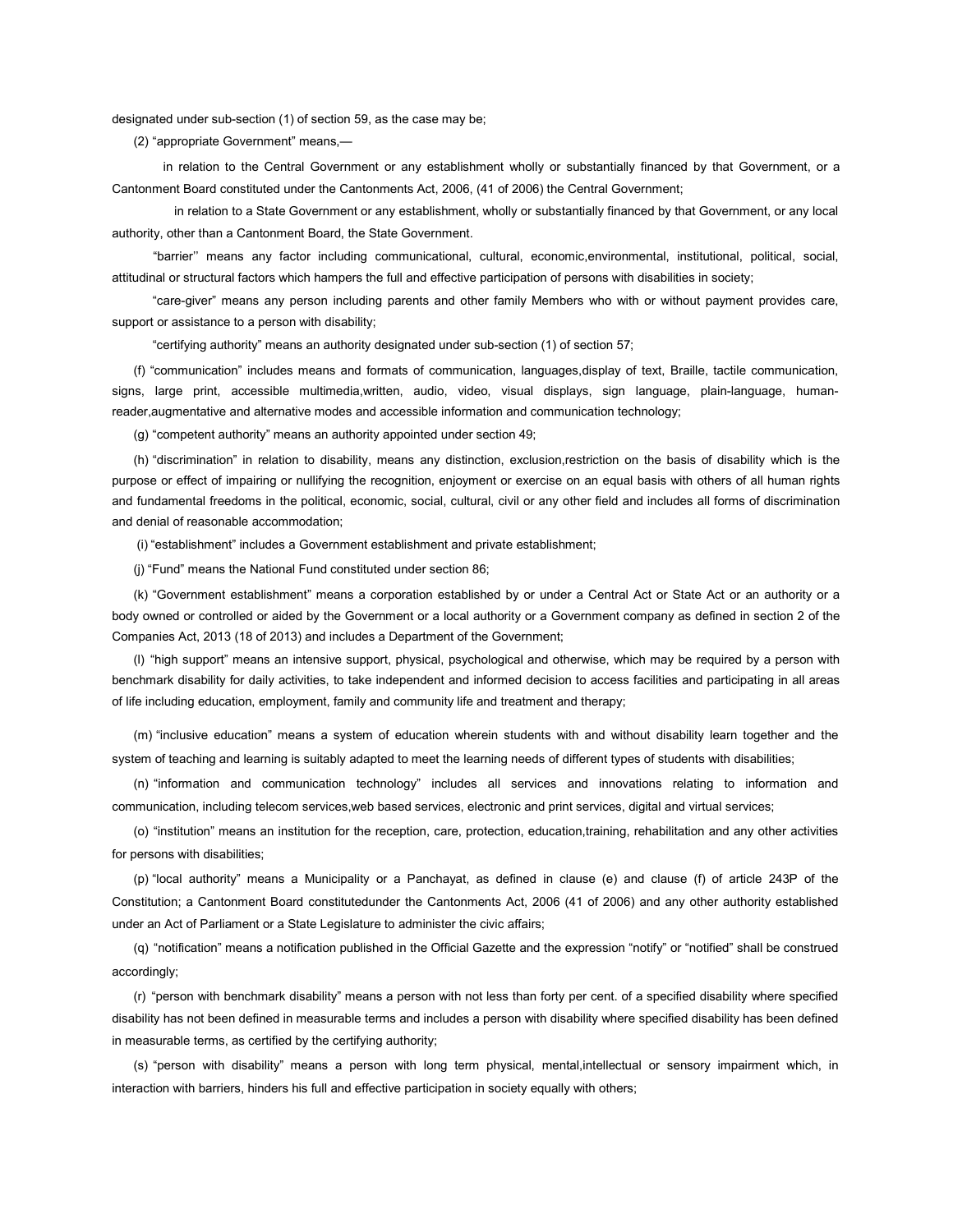designated under sub-section (1) of section 59, as the case may be;

(2) "appropriate Government" means,—

in relation to the Central Government or any establishment wholly or substantially financed by that Government, or a Cantonment Board constituted under the Cantonments Act, 2006, (41 of 2006) the Central Government;

in relation to a State Government or any establishment, wholly or substantially financed by that Government, or any local authority, other than a Cantonment Board, the State Government.

"barrier'' means any factor including communicational, cultural, economic,environmental, institutional, political, social, attitudinal or structural factors which hampers the full and effective participation of persons with disabilities in society;

"care-giver" means any person including parents and other family Members who with or without payment provides care, support or assistance to a person with disability;

"certifying authority" means an authority designated under sub-section (1) of section 57;

(f) "communication" includes means and formats of communication, languages,display of text, Braille, tactile communication, signs, large print, accessible multimedia,written, audio, video, visual displays, sign language, plain-language, human-reader,augmentative and alternative modes and accessible information and communication technology;

(g) "competent authority" means an authority appointed under section 49;

(h) "discrimination" in relation to disability, means any distinction, exclusion,restriction on the basis of disability which is the purpose or effect of impairing or nullifying the recognition, enjoyment or exercise on an equal basis with others of all human rights and fundamental freedoms in the political, economic, social, cultural, civil or any other field and includes all forms of discrimination and denial of reasonable accommodation;

(i) "establishment" includes a Government establishment and private establishment;

(j) "Fund" means the National Fund constituted under section 86;

(k) "Government establishment" means a corporation established by or under a Central Act or State Act or an authority or a body owned or controlled or aided by the Government or a local authority or a Government company as defined in section 2 of the Companies Act, 2013 (18 of 2013) and includes a Department of the Government;

(l) "high support" means an intensive support, physical, psychological and otherwise, which may be required by a person with benchmark disability for daily activities, to take independent and informed decision to access facilities and participating in all areas of life including education, employment, family and community life and treatment and therapy;

(m) "inclusive education" means a system of education wherein students with and without disability learn together and the system of teaching and learning is suitably adapted to meet the learning needs of different types of students with disabilities;

(n) "information and communication technology" includes all services and innovations relating to information and communication, including telecom services,web based services, electronic and print services, digital and virtual services;

(o) "institution" means an institution for the reception, care, protection, education,training, rehabilitation and any other activities for persons with disabilities;

(p) "local authority" means a Municipality or a Panchayat, as defined in clause (e) and clause (f) of article 243P of the Constitution; a Cantonment Board constitutedunder the Cantonments Act, 2006 (41 of 2006) and any other authority established under an Act of Parliament or a State Legislature to administer the civic affairs;

(q) "notification" means a notification published in the Official Gazette and the expression "notify" or "notified" shall be construed accordingly;

(r) "person with benchmark disability" means a person with not less than forty per cent. of a specified disability where specified disability has not been defined in measurable terms and includes a person with disability where specified disability has been defined in measurable terms, as certified by the certifying authority;

(s) "person with disability" means a person with long term physical, mental,intellectual or sensory impairment which, in interaction with barriers, hinders his full and effective participation in society equally with others;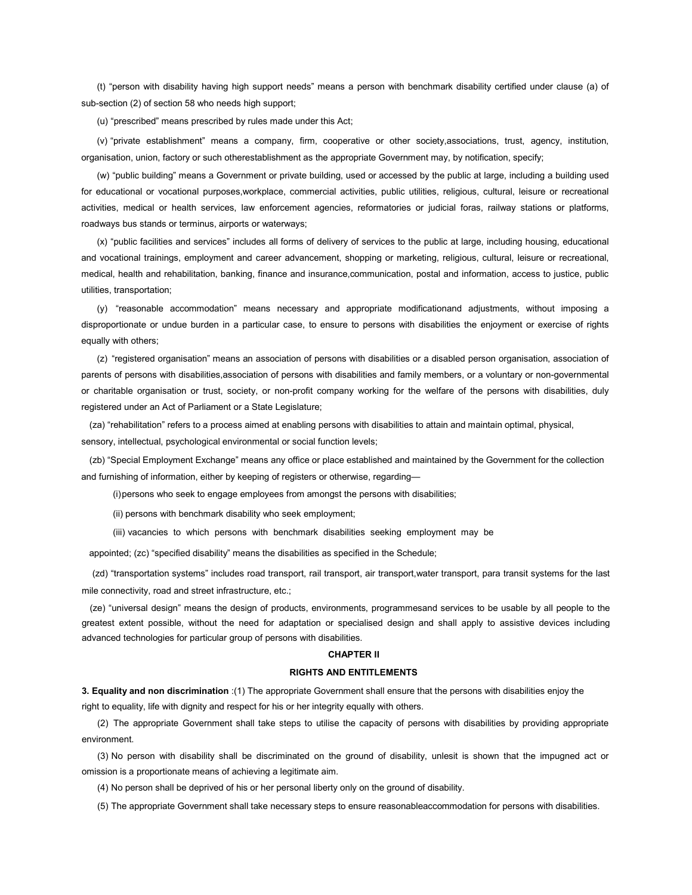(t) "person with disability having high support needs" means a person with benchmark disability certified under clause (a) of sub-section (2) of section 58 who needs high support;

(u) "prescribed" means prescribed by rules made under this Act;

(v) "private establishment" means a company, firm, cooperative or other society,associations, trust, agency, institution, organisation, union, factory or such otherestablishment as the appropriate Government may, by notification, specify;

(w) "public building" means a Government or private building, used or accessed by the public at large, including a building used for educational or vocational purposes,workplace, commercial activities, public utilities, religious, cultural, leisure or recreational activities, medical or health services, law enforcement agencies, reformatories or judicial foras, railway stations or platforms, roadways bus stands or terminus, airports or waterways;

(x) "public facilities and services" includes all forms of delivery of services to the public at large, including housing, educational and vocational trainings, employment and career advancement, shopping or marketing, religious, cultural, leisure or recreational, medical, health and rehabilitation, banking, finance and insurance,communication, postal and information, access to justice, public utilities, transportation;

(y) "reasonable accommodation" means necessary and appropriate modificationand adjustments, without imposing a disproportionate or undue burden in a particular case, to ensure to persons with disabilities the enjoyment or exercise of rights equally with others;

(z) "registered organisation" means an association of persons with disabilities or a disabled person organisation, association of parents of persons with disabilities,association of persons with disabilities and family members, or a voluntary or non-governmental or charitable organisation or trust, society, or non-profit company working for the welfare of the persons with disabilities, duly registered under an Act of Parliament or a State Legislature;

(za) "rehabilitation" refers to a process aimed at enabling persons with disabilities to attain and maintain optimal, physical, sensory, intellectual, psychological environmental or social function levels;

(zb) "Special Employment Exchange" means any office or place established and maintained by the Government for the collection and furnishing of information, either by keeping of registers or otherwise, regarding—

(i) persons who seek to engage employees from amongst the persons with disabilities;

(ii) persons with benchmark disability who seek employment;

(iii) vacancies to which persons with benchmark disabilities seeking employment may be appointed; (zc) "specified disability" means the disabilities as specified in the Schedule;

(zd) "transportation systems" includes road transport, rail transport, air transport,water transport, para transit systems for the last mile connectivity, road and street infrastructure, etc.;

(ze) "universal design" means the design of products, environments, programmesand services to be usable by all people to the greatest extent possible, without the need for adaptation or specialised design and shall apply to assistive devices including advanced technologies for particular group of persons with disabilities.

## CHAPTER II

## RIGHTS AND ENTITLEMENTS

**3. Equality and non discrimination** :(1) The appropriate Government shall ensure that the persons with disabilities enjoy the right to equality, life with dignity and respect for his or her integrity equally with others.

(2) The appropriate Government shall take steps to utilise the capacity of persons with disabilities by providing appropriate environment.

(3) No person with disability shall be discriminated on the ground of disability, unlesit is shown that the impugned act or omission is a proportionate means of achieving a legitimate aim.

(4) No person shall be deprived of his or her personal liberty only on the ground of disability.

(5) The appropriate Government shall take necessary steps to ensure reasonableaccommodation for persons with disabilities.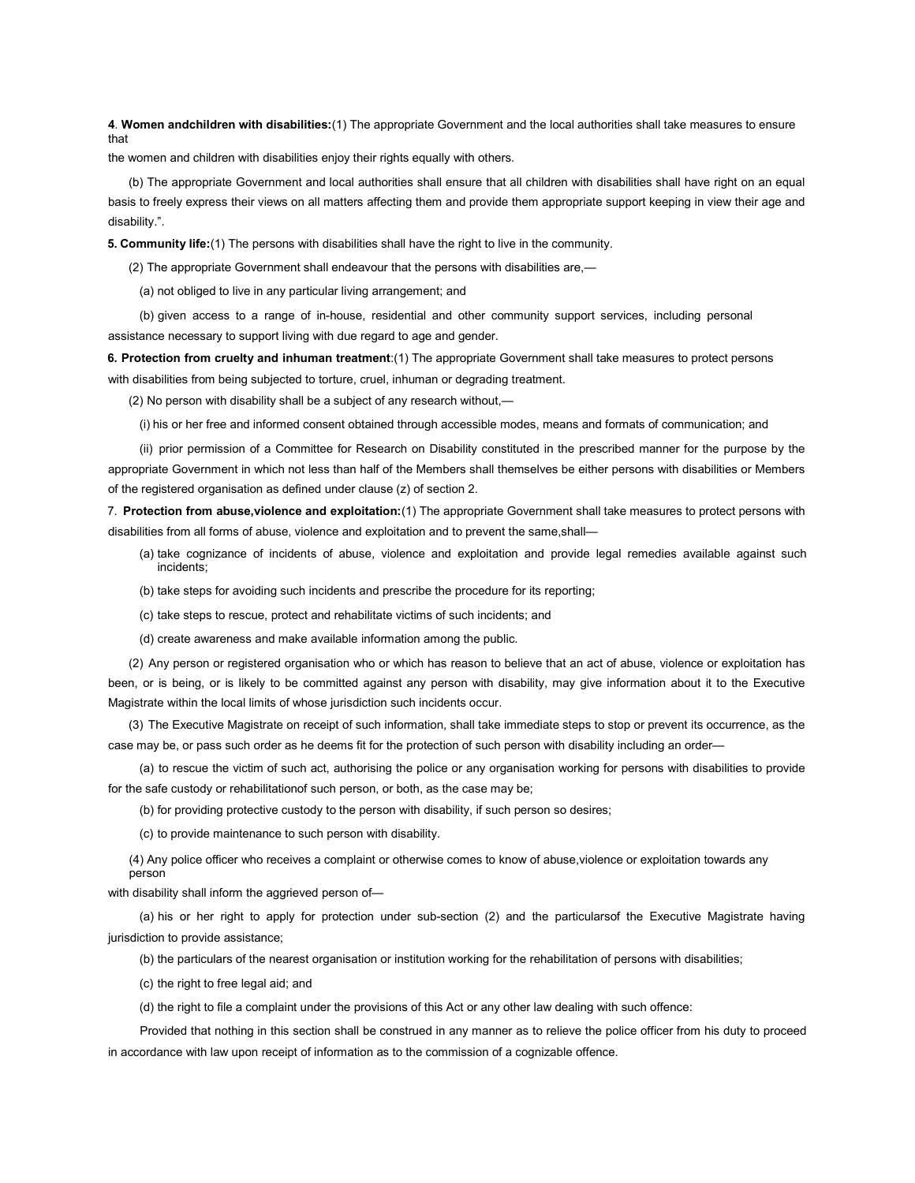**4**. **Women andchildren with disabilities:**(1) The appropriate Government and the local authorities shall take measures to ensure that the women and children with disabilities enjoy their rights equally with others.

(b) The appropriate Government and local authorities shall ensure that all children with disabilities shall have right on an equal basis to freely express their views on all matters affecting them and provide them appropriate support keeping in view their age and disability.".

**5. Community life:**(1) The persons with disabilities shall have the right to live in the community.

(2) The appropriate Government shall endeavour that the persons with disabilities are,—

(a) not obliged to live in any particular living arrangement; and

(b) given access to a range of in-house, residential and other community support services, including personal assistance necessary to support living with due regard to age and gender.

**6. Protection from cruelty and inhuman treatment**:(1) The appropriate Government shall take measures to protect persons with disabilities from being subjected to torture, cruel, inhuman or degrading treatment.

(2) No person with disability shall be a subject of any research without,—

(i) his or her free and informed consent obtained through accessible modes, means and formats of communication; and

(ii) prior permission of a Committee for Research on Disability constituted in the prescribed manner for the purpose by the appropriate Government in which not less than half of the Members shall themselves be either persons with disabilities or Members of the registered organisation as defined under clause (z) of section 2.

7. **Protection from abuse,violence and exploitation:**(1) The appropriate Government shall take measures to protect persons with disabilities from all forms of abuse, violence and exploitation and to prevent the same,shall—

(a) take cognizance of incidents of abuse, violence and exploitation and provide legal remedies available against such incidents;

(b) take steps for avoiding such incidents and prescribe the procedure for its reporting;

(c) take steps to rescue, protect and rehabilitate victims of such incidents; and

(d) create awareness and make available information among the public.

(2) Any person or registered organisation who or which has reason to believe that an act of abuse, violence or exploitation has been, or is being, or is likely to be committed against any person with disability, may give information about it to the Executive Magistrate within the local limits of whose jurisdiction such incidents occur.

(3) The Executive Magistrate on receipt of such information, shall take immediate steps to stop or prevent its occurrence, as the case may be, or pass such order as he deems fit for the protection of such person with disability including an order—

(a) to rescue the victim of such act, authorising the police or any organisation working for persons with disabilities to provide for the safe custody or rehabilitationof such person, or both, as the case may be;

(b) for providing protective custody to the person with disability, if such person so desires;

(c) to provide maintenance to such person with disability.

(4) Any police officer who receives a complaint or otherwise comes to know of abuse,violence or exploitation towards any person with disability shall inform the aggrieved person of—

(a) his or her right to apply for protection under sub-section (2) and the particularsof the Executive Magistrate having jurisdiction to provide assistance;

(b) the particulars of the nearest organisation or institution working for the rehabilitation of persons with disabilities;

(c) the right to free legal aid; and

(d) the right to file a complaint under the provisions of this Act or any other law dealing with such offence:

Provided that nothing in this section shall be construed in any manner as to relieve the police officer from his duty to proceed in accordance with law upon receipt of information as to the commission of a cognizable offence.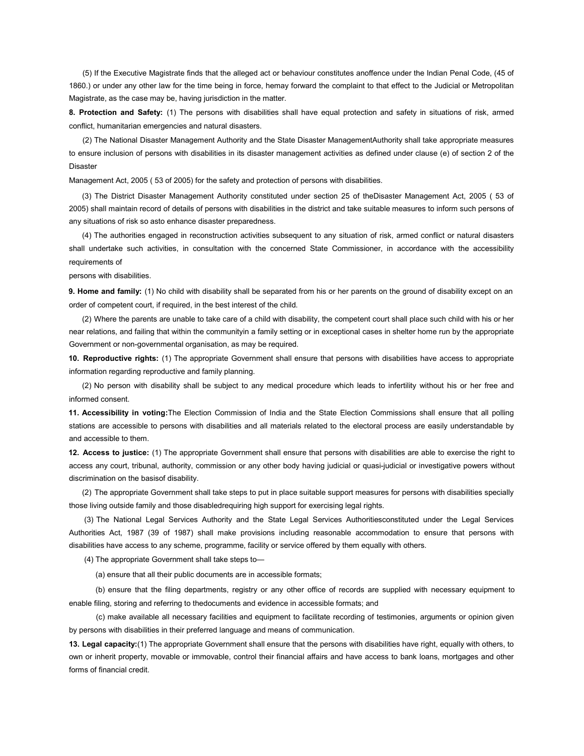(5) If the Executive Magistrate finds that the alleged act or behaviour constitutes anoffence under the Indian Penal Code, (45 of 1860.) or under any other law for the time being in force, hemay forward the complaint to that effect to the Judicial or Metropolitan Magistrate, as the case may be, having jurisdiction in the matter.

**8. Protection and Safety:** (1) The persons with disabilities shall have equal protection and safety in situations of risk, armed conflict, humanitarian emergencies and natural disasters.

(2) The National Disaster Management Authority and the State Disaster ManagementAuthority shall take appropriate measures to ensure inclusion of persons with disabilities in its disaster management activities as defined under clause (e) of section 2 of the Disaster

Management Act, 2005 ( 53 of 2005) for the safety and protection of persons with disabilities.

(3) The District Disaster Management Authority constituted under section 25 of theDisaster Management Act, 2005 ( 53 of 2005) shall maintain record of details of persons with disabilities in the district and take suitable measures to inform such persons of any situations of risk so asto enhance disaster preparedness.

(4) The authorities engaged in reconstruction activities subsequent to any situation of risk, armed conflict or natural disasters shall undertake such activities, in consultation with the concerned State Commissioner, in accordance with the accessibility requirements of

persons with disabilities.

**9. Home and family:** (1) No child with disability shall be separated from his or her parents on the ground of disability except on an order of competent court, if required, in the best interest of the child.

(2) Where the parents are unable to take care of a child with disability, the competent court shall place such child with his or her near relations, and failing that within the communityin a family setting or in exceptional cases in shelter home run by the appropriate Government or non-governmental organisation, as may be required.

**10. Reproductive rights:** (1) The appropriate Government shall ensure that persons with disabilities have access to appropriate information regarding reproductive and family planning.

(2) No person with disability shall be subject to any medical procedure which leads to infertility without his or her free and informed consent.

**11. Accessibility in voting:**The Election Commission of India and the State Election Commissions shall ensure that all polling stations are accessible to persons with disabilities and all materials related to the electoral process are easily understandable by and accessible to them.

**12. Access to justice:** (1) The appropriate Government shall ensure that persons with disabilities are able to exercise the right to access any court, tribunal, authority, commission or any other body having judicial or quasi-judicial or investigative powers without discrimination on the basisof disability.

(2) The appropriate Government shall take steps to put in place suitable support measures for persons with disabilities specially those living outside family and those disabledrequiring high support for exercising legal rights.

(3) The National Legal Services Authority and the State Legal Services Authoritiesconstituted under the Legal Services Authorities Act, 1987 (39 of 1987) shall make provisions including reasonable accommodation to ensure that persons with disabilities have access to any scheme, programme, facility or service offered by them equally with others.

(4) The appropriate Government shall take steps to—

(a) ensure that all their public documents are in accessible formats;

(b) ensure that the filing departments, registry or any other office of records are supplied with necessary equipment to enable filing, storing and referring to thedocuments and evidence in accessible formats; and

(c) make available all necessary facilities and equipment to facilitate recording of testimonies, arguments or opinion given by persons with disabilities in their preferred language and means of communication.

**13. Legal capacity:**(1) The appropriate Government shall ensure that the persons with disabilities have right, equally with others, to own or inherit property, movable or immovable, control their financial affairs and have access to bank loans, mortgages and other forms of financial credit.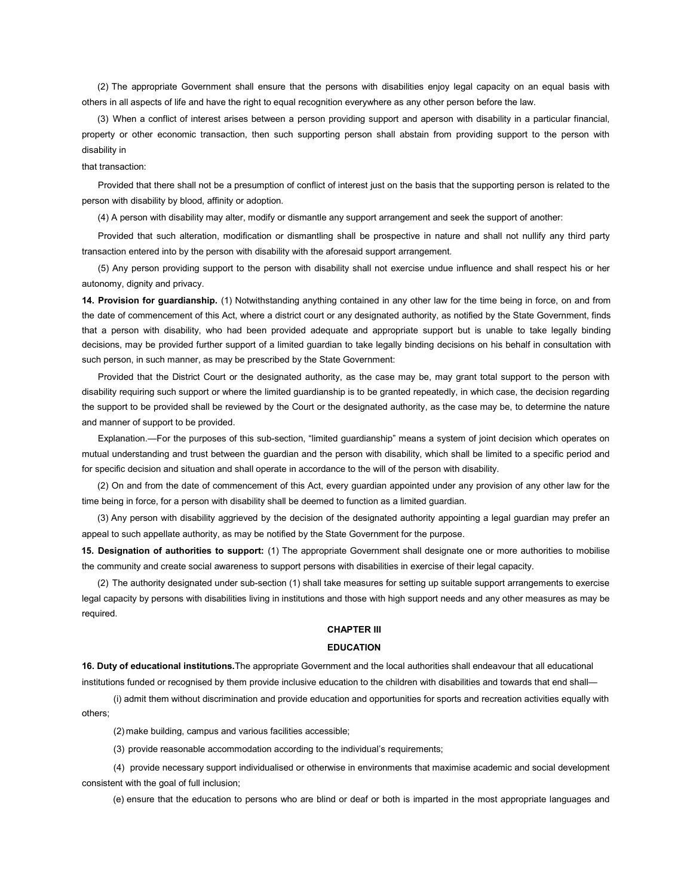(2) The appropriate Government shall ensure that the persons with disabilities enjoy legal capacity on an equal basis with others in all aspects of life and have the right to equal recognition everywhere as any other person before the law.

(3) When a conflict of interest arises between a person providing support and aperson with disability in a particular financial, property or other economic transaction, then such supporting person shall abstain from providing support to the person with disability in

that transaction:

Provided that there shall not be a presumption of conflict of interest just on the basis that the supporting person is related to the person with disability by blood, affinity or adoption.

(4) A person with disability may alter, modify or dismantle any support arrangement and seek the support of another:

Provided that such alteration, modification or dismantling shall be prospective in nature and shall not nullify any third party transaction entered into by the person with disability with the aforesaid support arrangement.

(5) Any person providing support to the person with disability shall not exercise undue influence and shall respect his or her autonomy, dignity and privacy.

**14. Provision for guardianship.** (1) Notwithstanding anything contained in any other law for the time being in force, on and from the date of commencement of this Act, where a district court or any designated authority, as notified by the State Government, finds that a person with disability, who had been provided adequate and appropriate support but is unable to take legally binding decisions, may be provided further support of a limited guardian to take legally binding decisions on his behalf in consultation with such person, in such manner, as may be prescribed by the State Government:

Provided that the District Court or the designated authority, as the case may be, may grant total support to the person with disability requiring such support or where the limited guardianship is to be granted repeatedly, in which case, the decision regarding the support to be provided shall be reviewed by the Court or the designated authority, as the case may be, to determine the nature and manner of support to be provided.

Explanation.—For the purposes of this sub-section, "limited guardianship" means a system of joint decision which operates on mutual understanding and trust between the guardian and the person with disability, which shall be limited to a specific period and for specific decision and situation and shall operate in accordance to the will of the person with disability.

(2) On and from the date of commencement of this Act, every guardian appointed under any provision of any other law for the time being in force, for a person with disability shall be deemed to function as a limited guardian.

(3) Any person with disability aggrieved by the decision of the designated authority appointing a legal guardian may prefer an appeal to such appellate authority, as may be notified by the State Government for the purpose.

**15. Designation of authorities to support:** (1) The appropriate Government shall designate one or more authorities to mobilise the community and create social awareness to support persons with disabilities in exercise of their legal capacity.

(2) The authority designated under sub-section (1) shall take measures for setting up suitable support arrangements to exercise legal capacity by persons with disabilities living in institutions and those with high support needs and any other measures as may be required.

## CHAPTER III

## EDUCATION

**16. Duty of educational institutions.**The appropriate Government and the local authorities shall endeavour that all educational institutions funded or recognised by them provide inclusive education to the children with disabilities and towards that end shall—

(i) admit them without discrimination and provide education and opportunities for sports and recreation activities equally with others;

(2) make building, campus and various facilities accessible;

(3) provide reasonable accommodation according to the individual's requirements;

(4) provide necessary support individualised or otherwise in environments that maximise academic and social development consistent with the goal of full inclusion;

(e) ensure that the education to persons who are blind or deaf or both is imparted in the most appropriate languages and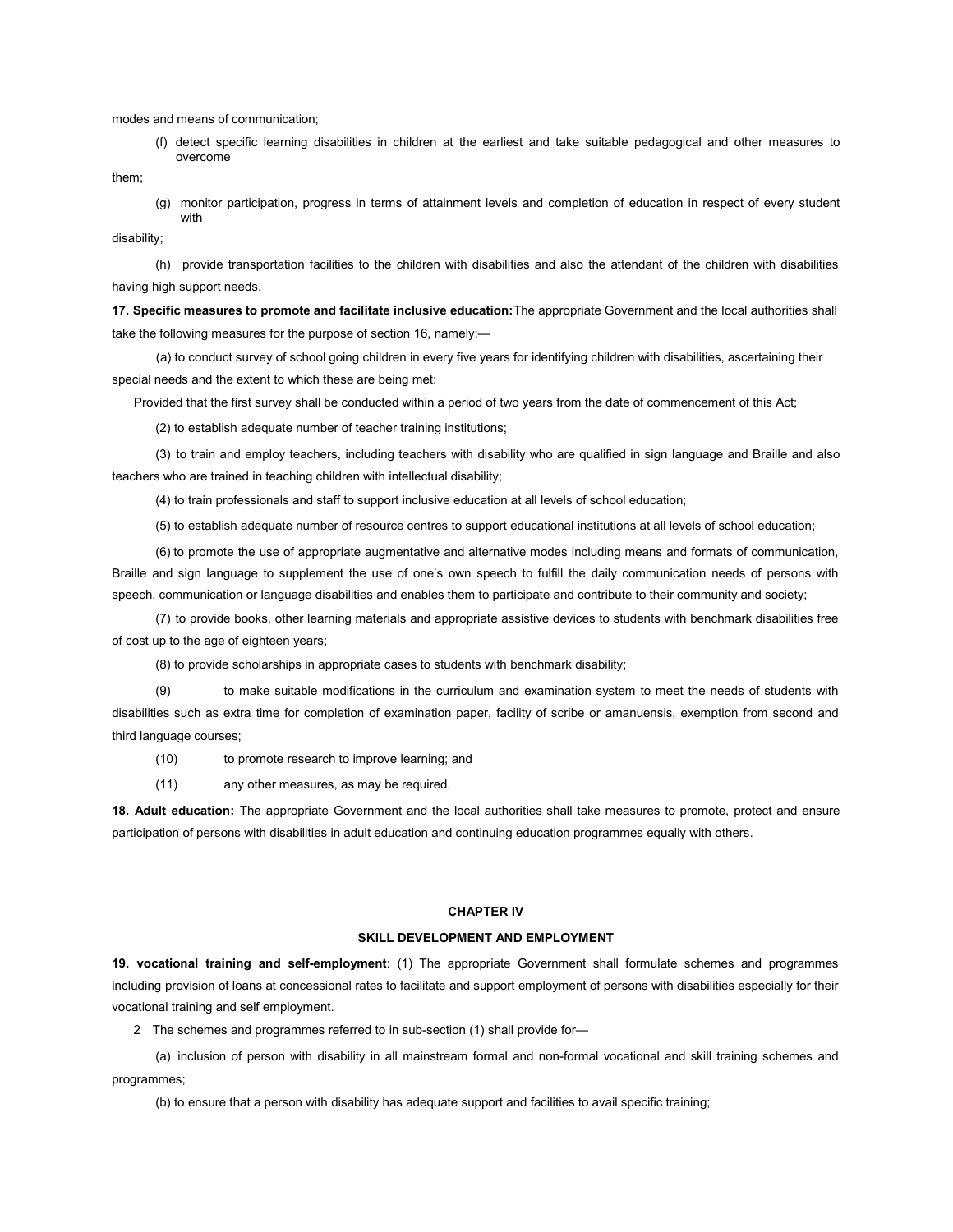modes and means of communication;

(f) detect specific learning disabilities in children at the earliest and take suitable pedagogical and other measures to overcome them;

(g) monitor participation, progress in terms of attainment levels and completion of education in respect of every student with disability;

(h) provide transportation facilities to the children with disabilities and also the attendant of the children with disabilities having high support needs.

**17. Specific measures to promote and facilitate inclusive education:** The appropriate Government and the local authorities shall take the following measures for the purpose of section 16, namely:—

(a) to conduct survey of school going children in every five years for identifying children with disabilities, ascertaining their special needs and the extent to which these are being met:

Provided that the first survey shall be conducted within a period of two years from the date of commencement of this Act;

(2) to establish adequate number of teacher training institutions;

(3) to train and employ teachers, including teachers with disability who are qualified in sign language and Braille and also teachers who are trained in teaching children with intellectual disability;

(4) to train professionals and staff to support inclusive education at all levels of school education;

(5) to establish adequate number of resource centres to support educational institutions at all levels of school education;

(6) to promote the use of appropriate augmentative and alternative modes including means and formats of communication, Braille and sign language to supplement the use of one's own speech to fulfill the daily communication needs of persons with speech, communication or language disabilities and enables them to participate and contribute to their community and society;

(7) to provide books, other learning materials and appropriate assistive devices to students with benchmark disabilities free of cost up to the age of eighteen years;

(8) to provide scholarships in appropriate cases to students with benchmark disability;

(9) to make suitable modifications in the curriculum and examination system to meet the needs of students with disabilities such as extra time for completion of examination paper, facility of scribe or amanuensis, exemption from second and third language courses;

(10) to promote research to improve learning; and

(11) any other measures, as may be required.

**18. Adult education:** The appropriate Government and the local authorities shall take measures to promote, protect and ensure participation of persons with disabilities in adult education and continuing education programmes equally with others.

## CHAPTER IV

## SKILL DEVELOPMENT AND EMPLOYMENT

**19. vocational training and self-employment**: (1) The appropriate Government shall formulate schemes and programmes including provision of loans at concessional rates to facilitate and support employment of persons with disabilities especially for their vocational training and self employment.

2 The schemes and programmes referred to in sub-section (1) shall provide for—

(a) inclusion of person with disability in all mainstream formal and non-formal vocational and skill training schemes and programmes;

(b) to ensure that a person with disability has adequate support and facilities to avail specific training;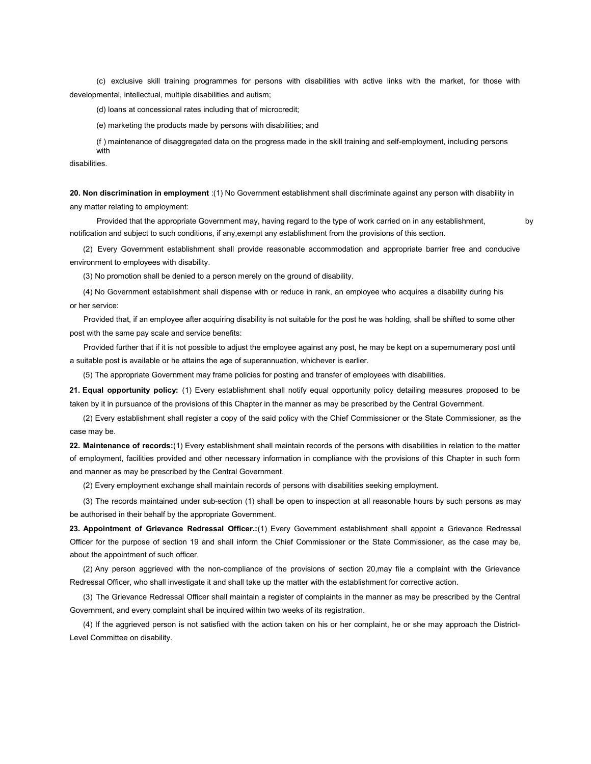(c) exclusive skill training programmes for persons with disabilities with active links with the market, for those with developmental, intellectual, multiple disabilities and autism;

(d) loans at concessional rates including that of microcredit;

(e) marketing the products made by persons with disabilities; and

(f ) maintenance of disaggregated data on the progress made in the skill training and self-employment, including persons with disabilities.

**20. Non discrimination in employment** :(1) No Government establishment shall discriminate against any person with disability in any matter relating to employment:

Provided that the appropriate Government may, having regard to the type of work carried on in any establishment, by notification and subject to such conditions, if any,exempt any establishment from the provisions of this section.

(2) Every Government establishment shall provide reasonable accommodation and appropriate barrier free and conducive environment to employees with disability.

(3) No promotion shall be denied to a person merely on the ground of disability.

(4) No Government establishment shall dispense with or reduce in rank, an employee who acquires a disability during his or her service:

Provided that, if an employee after acquiring disability is not suitable for the post he was holding, shall be shifted to some other post with the same pay scale and service benefits:

Provided further that if it is not possible to adjust the employee against any post, he may be kept on a supernumerary post until a suitable post is available or he attains the age of superannuation, whichever is earlier.

(5) The appropriate Government may frame policies for posting and transfer of employees with disabilities.

**21. Equal opportunity policy:** (1) Every establishment shall notify equal opportunity policy detailing measures proposed to be taken by it in pursuance of the provisions of this Chapter in the manner as may be prescribed by the Central Government.

(2) Every establishment shall register a copy of the said policy with the Chief Commissioner or the State Commissioner, as the case may be.

**22. Maintenance of records:**(1) Every establishment shall maintain records of the persons with disabilities in relation to the matter of employment, facilities provided and other necessary information in compliance with the provisions of this Chapter in such form and manner as may be prescribed by the Central Government.

(2) Every employment exchange shall maintain records of persons with disabilities seeking employment.

(3) The records maintained under sub-section (1) shall be open to inspection at all reasonable hours by such persons as may be authorised in their behalf by the appropriate Government.

**23. Appointment of Grievance Redressal Officer.:**(1) Every Government establishment shall appoint a Grievance Redressal Officer for the purpose of section 19 and shall inform the Chief Commissioner or the State Commissioner, as the case may be, about the appointment of such officer.

(2) Any person aggrieved with the non-compliance of the provisions of section 20,may file a complaint with the Grievance Redressal Officer, who shall investigate it and shall take up the matter with the establishment for corrective action.

(3) The Grievance Redressal Officer shall maintain a register of complaints in the manner as may be prescribed by the Central Government, and every complaint shall be inquired within two weeks of its registration.

(4) If the aggrieved person is not satisfied with the action taken on his or her complaint, he or she may approach the District-Level Committee on disability.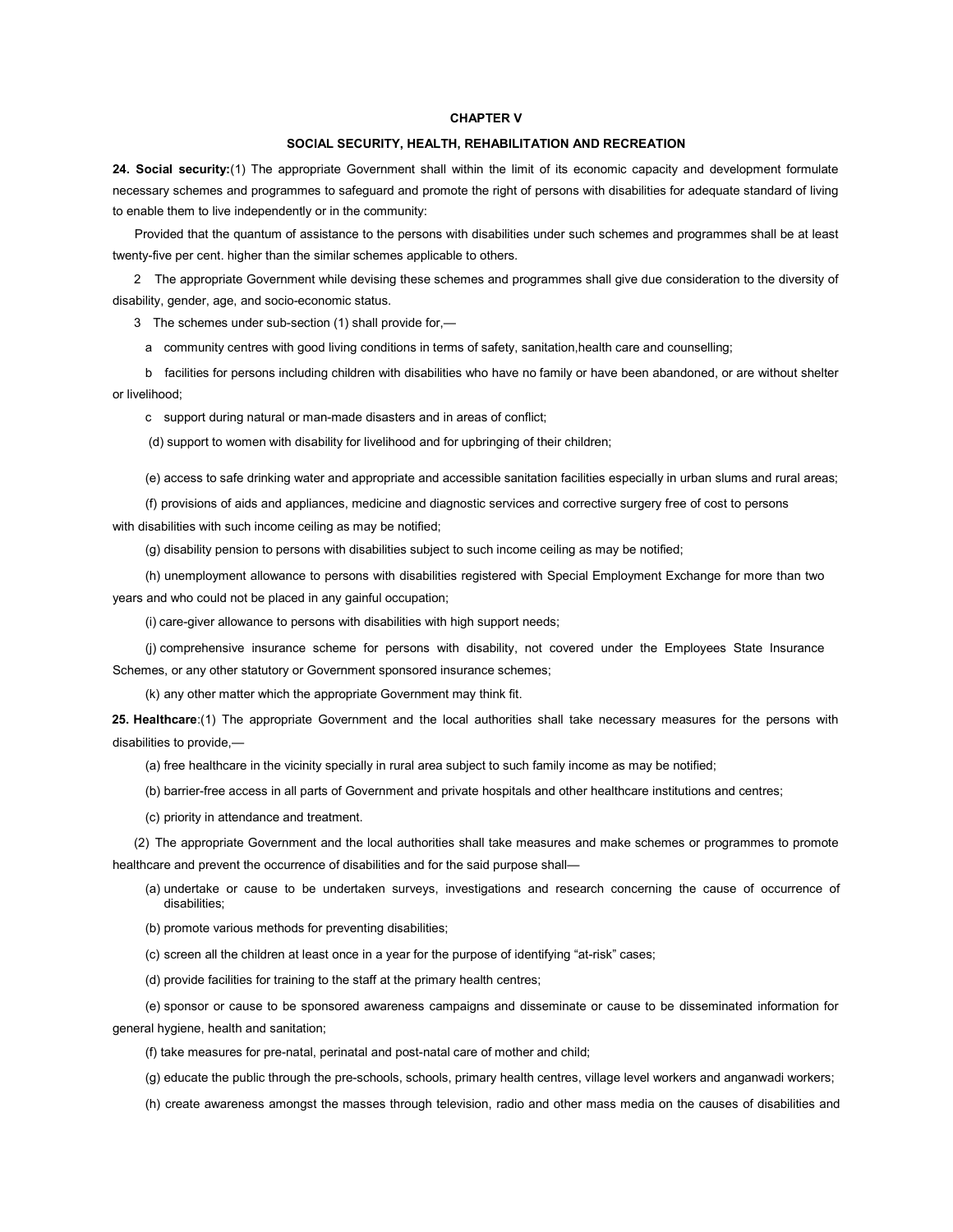## CHAPTER V

## SOCIAL SECURITY, HEALTH, REHABILITATION AND RECREATION

**24. Social security:**(1) The appropriate Government shall within the limit of its economic capacity and development formulate necessary schemes and programmes to safeguard and promote the right of persons with disabilities for adequate standard of living to enable them to live independently or in the community:

Provided that the quantum of assistance to the persons with disabilities under such schemes and programmes shall be at least twenty-five per cent. higher than the similar schemes applicable to others.

2 The appropriate Government while devising these schemes and programmes shall give due consideration to the diversity of disability, gender, age, and socio-economic status.

3 The schemes under sub-section (1) shall provide for,—

a community centres with good living conditions in terms of safety, sanitation,health care and counselling;

b facilities for persons including children with disabilities who have no family or have been abandoned, or are without shelter or livelihood;

c support during natural or man-made disasters and in areas of conflict;

(d) support to women with disability for livelihood and for upbringing of their children;

(e) access to safe drinking water and appropriate and accessible sanitation facilities especially in urban slums and rural areas;

(f) provisions of aids and appliances, medicine and diagnostic services and corrective surgery free of cost to persons with disabilities with such income ceiling as may be notified;

(g) disability pension to persons with disabilities subject to such income ceiling as may be notified;

(h) unemployment allowance to persons with disabilities registered with Special Employment Exchange for more than two years and who could not be placed in any gainful occupation;

(i) care-giver allowance to persons with disabilities with high support needs;

(j) comprehensive insurance scheme for persons with disability, not covered under the Employees State Insurance Schemes, or any other statutory or Government sponsored insurance schemes;

(k) any other matter which the appropriate Government may think fit.

**25. Healthcare**:(1) The appropriate Government and the local authorities shall take necessary measures for the persons with disabilities to provide,—

(a) free healthcare in the vicinity specially in rural area subject to such family income as may be notified;

(b) barrier-free access in all parts of Government and private hospitals and other healthcare institutions and centres;

(c) priority in attendance and treatment.

(2) The appropriate Government and the local authorities shall take measures and make schemes or programmes to promote healthcare and prevent the occurrence of disabilities and for the said purpose shall—

(a) undertake or cause to be undertaken surveys, investigations and research concerning the cause of occurrence of disabilities;

(b) promote various methods for preventing disabilities;

(c) screen all the children at least once in a year for the purpose of identifying "at-risk" cases;

(d) provide facilities for training to the staff at the primary health centres;

(e) sponsor or cause to be sponsored awareness campaigns and disseminate or cause to be disseminated information for general hygiene, health and sanitation;

(f) take measures for pre-natal, perinatal and post-natal care of mother and child;

(g) educate the public through the pre-schools, schools, primary health centres, village level workers and anganwadi workers;

(h) create awareness amongst the masses through television, radio and other mass media on the causes of disabilities and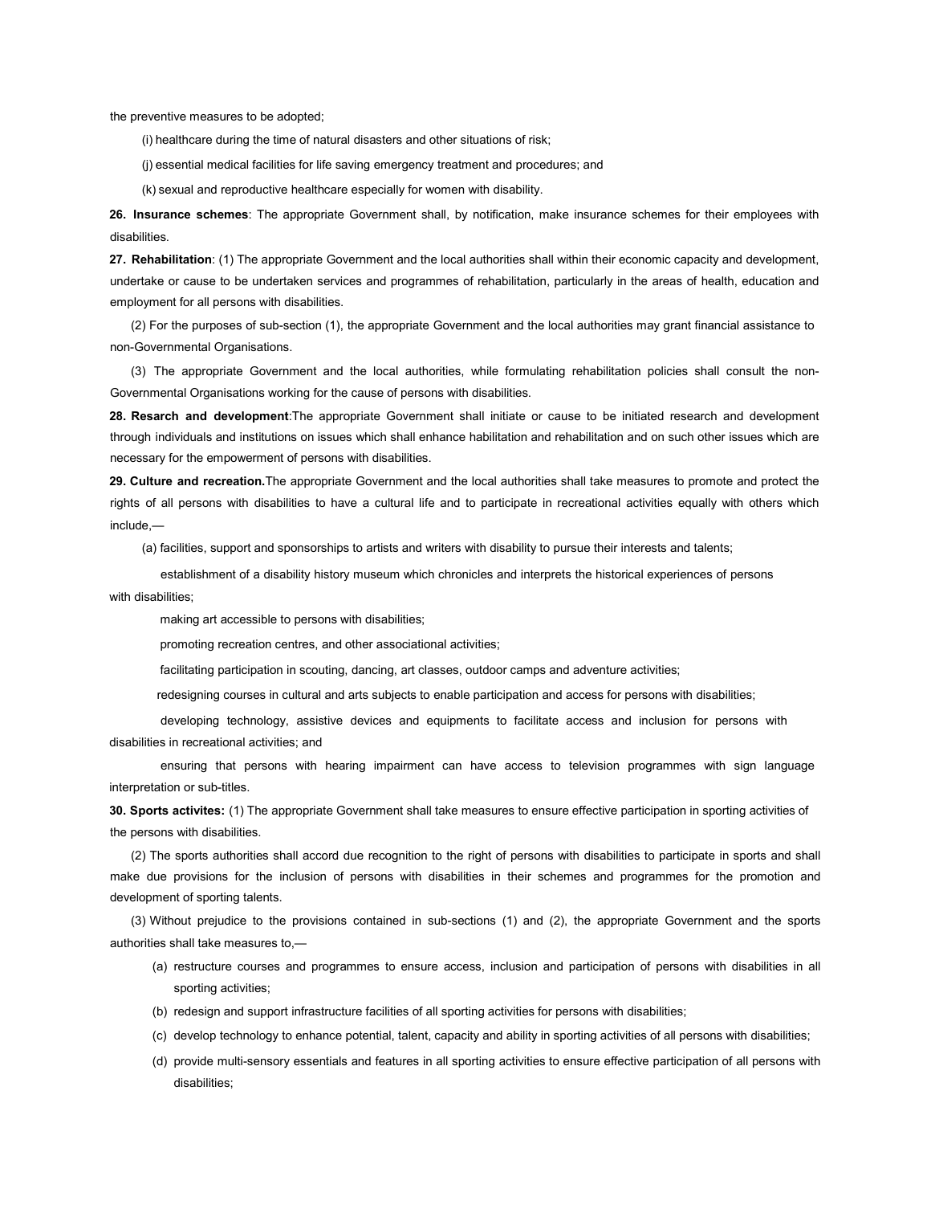the preventive measures to be adopted;

(i) healthcare during the time of natural disasters and other situations of risk;

(j) essential medical facilities for life saving emergency treatment and procedures; and

(k) sexual and reproductive healthcare especially for women with disability.

**26. Insurance schemes**: The appropriate Government shall, by notification, make insurance schemes for their employees with disabilities.

**27. Rehabilitation**: (1) The appropriate Government and the local authorities shall within their economic capacity and development, undertake or cause to be undertaken services and programmes of rehabilitation, particularly in the areas of health, education and employment for all persons with disabilities.

(2) For the purposes of sub-section (1), the appropriate Government and the local authorities may grant financial assistance to non-Governmental Organisations.

(3) The appropriate Government and the local authorities, while formulating rehabilitation policies shall consult the non-Governmental Organisations working for the cause of persons with disabilities.

**28. Resarch and development**:The appropriate Government shall initiate or cause to be initiated research and development through individuals and institutions on issues which shall enhance habilitation and rehabilitation and on such other issues which are necessary for the empowerment of persons with disabilities.

**29. Culture and recreation.**The appropriate Government and the local authorities shall take measures to promote and protect the rights of all persons with disabilities to have a cultural life and to participate in recreational activities equally with others which include,—

(a) facilities, support and sponsorships to artists and writers with disability to pursue their interests and talents;

establishment of a disability history museum which chronicles and interprets the historical experiences of persons with disabilities;

making art accessible to persons with disabilities;

promoting recreation centres, and other associational activities;

facilitating participation in scouting, dancing, art classes, outdoor camps and adventure activities;

redesigning courses in cultural and arts subjects to enable participation and access for persons with disabilities;

developing technology, assistive devices and equipments to facilitate access and inclusion for persons with disabilities in recreational activities; and

ensuring that persons with hearing impairment can have access to television programmes with sign language interpretation or sub-titles.

**30. Sports activites:** (1) The appropriate Government shall take measures to ensure effective participation in sporting activities of the persons with disabilities.

(2) The sports authorities shall accord due recognition to the right of persons with disabilities to participate in sports and shall make due provisions for the inclusion of persons with disabilities in their schemes and programmes for the promotion and development of sporting talents.

(3) Without prejudice to the provisions contained in sub-sections (1) and (2), the appropriate Government and the sports authorities shall take measures to,—

(a) restructure courses and programmes to ensure access, inclusion and participation of persons with disabilities in all sporting activities;

(b) redesign and support infrastructure facilities of all sporting activities for persons with disabilities;

(c) develop technology to enhance potential, talent, capacity and ability in sporting activities of all persons with disabilities;

(d) provide multi-sensory essentials and features in all sporting activities to ensure effective participation of all persons with disabilities;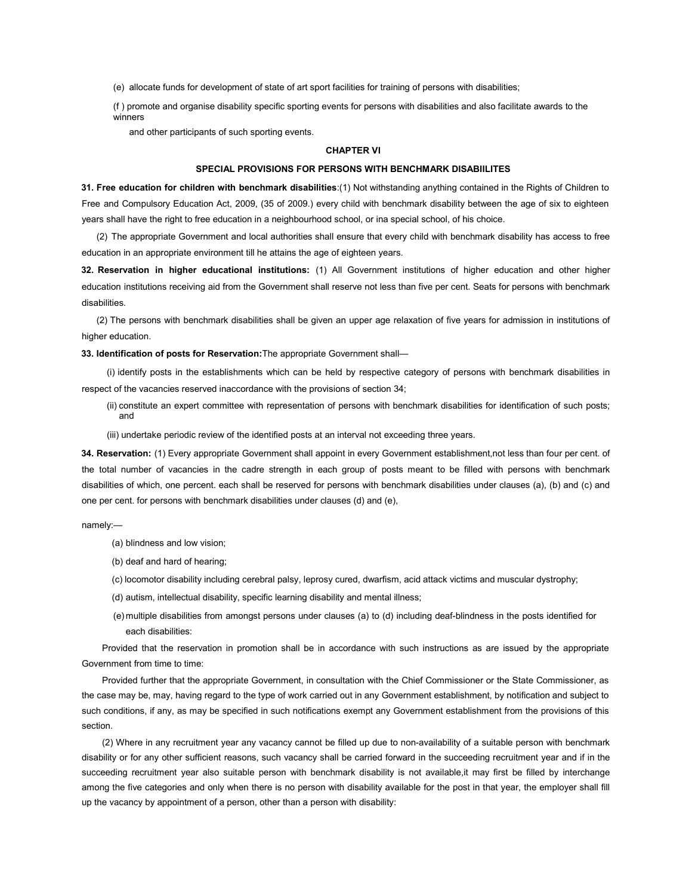(e) allocate funds for development of state of art sport facilities for training of persons with disabilities;

(f ) promote and organise disability specific sporting events for persons with disabilities and also facilitate awards to the winners

and other participants of such sporting events.

## CHAPTER VI

## SPECIAL PROVISIONS FOR PERSONS WITH BENCHMARK DISABIILITES

**31. Free education for children with benchmark disabilities**:(1) Not withstanding anything contained in the Rights of Children to Free and Compulsory Education Act, 2009, (35 of 2009.) every child with benchmark disability between the age of six to eighteen years shall have the right to free education in a neighbourhood school, or ina special school, of his choice.

(2) The appropriate Government and local authorities shall ensure that every child with benchmark disability has access to free education in an appropriate environment till he attains the age of eighteen years.

**32. Reservation in higher educational institutions:** (1) All Government institutions of higher education and other higher education institutions receiving aid from the Government shall reserve not less than five per cent. Seats for persons with benchmark disabilities.

(2) The persons with benchmark disabilities shall be given an upper age relaxation of five years for admission in institutions of higher education.

**33. Identification of posts for Reservation:**The appropriate Government shall—

(i) identify posts in the establishments which can be held by respective category of persons with benchmark disabilities in respect of the vacancies reserved inaccordance with the provisions of section 34;

(ii) constitute an expert committee with representation of persons with benchmark disabilities for identification of such posts; and

(iii) undertake periodic review of the identified posts at an interval not exceeding three years.

**34. Reservation:** (1) Every appropriate Government shall appoint in every Government establishment,not less than four per cent. of the total number of vacancies in the cadre strength in each group of posts meant to be filled with persons with benchmark disabilities of which, one percent. each shall be reserved for persons with benchmark disabilities under clauses (a), (b) and (c) and one per cent. for persons with benchmark disabilities under clauses (d) and (e),

namely:—

(a) blindness and low vision;

(b) deaf and hard of hearing;

(c) locomotor disability including cerebral palsy, leprosy cured, dwarfism, acid attack victims and muscular dystrophy;

(d) autism, intellectual disability, specific learning disability and mental illness;

(e) multiple disabilities from amongst persons under clauses (a) to (d) including deaf-blindness in the posts identified for each disabilities:

Provided that the reservation in promotion shall be in accordance with such instructions as are issued by the appropriate Government from time to time:

Provided further that the appropriate Government, in consultation with the Chief Commissioner or the State Commissioner, as the case may be, may, having regard to the type of work carried out in any Government establishment, by notification and subject to such conditions, if any, as may be specified in such notifications exempt any Government establishment from the provisions of this section.

(2) Where in any recruitment year any vacancy cannot be filled up due to non-availability of a suitable person with benchmark disability or for any other sufficient reasons, such vacancy shall be carried forward in the succeeding recruitment year and if in the succeeding recruitment year also suitable person with benchmark disability is not available,it may first be filled by interchange among the five categories and only when there is no person with disability available for the post in that year, the employer shall fill up the vacancy by appointment of a person, other than a person with disability: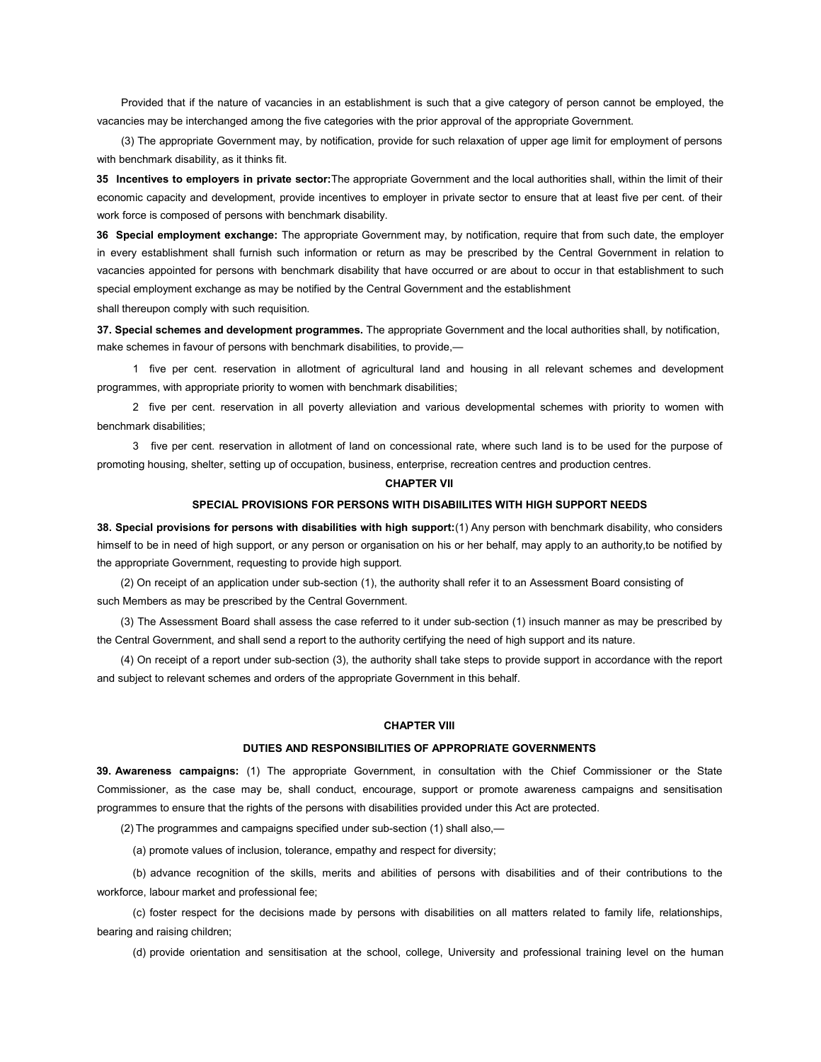Provided that if the nature of vacancies in an establishment is such that a give category of person cannot be employed, the vacancies may be interchanged among the five categories with the prior approval of the appropriate Government.

(3) The appropriate Government may, by notification, provide for such relaxation of upper age limit for employment of persons with benchmark disability, as it thinks fit.

**35 Incentives to employers in private sector:** The appropriate Government and the local authorities shall, within the limit of their economic capacity and development, provide incentives to employer in private sector to ensure that at least five per cent. of their work force is composed of persons with benchmark disability.

**36 Special employment exchange:** The appropriate Government may, by notification, require that from such date, the employer in every establishment shall furnish such information or return as may be prescribed by the Central Government in relation to vacancies appointed for persons with benchmark disability that have occurred or are about to occur in that establishment to such special employment exchange as may be notified by the Central Government and the establishment shall thereupon comply with such requisition.

**37. Special schemes and development programmes.** The appropriate Government and the local authorities shall, by notification, make schemes in favour of persons with benchmark disabilities, to provide,—

1 five per cent. reservation in allotment of agricultural land and housing in all relevant schemes and development programmes, with appropriate priority to women with benchmark disabilities;

2 five per cent. reservation in all poverty alleviation and various developmental schemes with priority to women with benchmark disabilities;

3 five per cent. reservation in allotment of land on concessional rate, where such land is to be used for the purpose of promoting housing, shelter, setting up of occupation, business, enterprise, recreation centres and production centres.

## CHAPTER VII

## SPECIAL PROVISIONS FOR PERSONS WITH DISABIILITES WITH HIGH SUPPORT NEEDS

**38. Special provisions for persons with disabilities with high support:** (1) Any person with benchmark disability, who considers himself to be in need of high support, or any person or organisation on his or her behalf, may apply to an authority,to be notified by the appropriate Government, requesting to provide high support.

(2) On receipt of an application under sub-section (1), the authority shall refer it to an Assessment Board consisting of such Members as may be prescribed by the Central Government.

(3) The Assessment Board shall assess the case referred to it under sub-section (1) insuch manner as may be prescribed by the Central Government, and shall send a report to the authority certifying the need of high support and its nature.

(4) On receipt of a report under sub-section (3), the authority shall take steps to provide support in accordance with the report and subject to relevant schemes and orders of the appropriate Government in this behalf.

## CHAPTER VIII

## DUTIES AND RESPONSIBILITIES OF APPROPRIATE GOVERNMENTS

**39. Awareness campaigns:** (1) The appropriate Government, in consultation with the Chief Commissioner or the State Commissioner, as the case may be, shall conduct, encourage, support or promote awareness campaigns and sensitisation programmes to ensure that the rights of the persons with disabilities provided under this Act are protected.

(2) The programmes and campaigns specified under sub-section (1) shall also,—

(a) promote values of inclusion, tolerance, empathy and respect for diversity;

(b) advance recognition of the skills, merits and abilities of persons with disabilities and of their contributions to the workforce, labour market and professional fee;

(c) foster respect for the decisions made by persons with disabilities on all matters related to family life, relationships, bearing and raising children;

(d) provide orientation and sensitisation at the school, college, University and professional training level on the human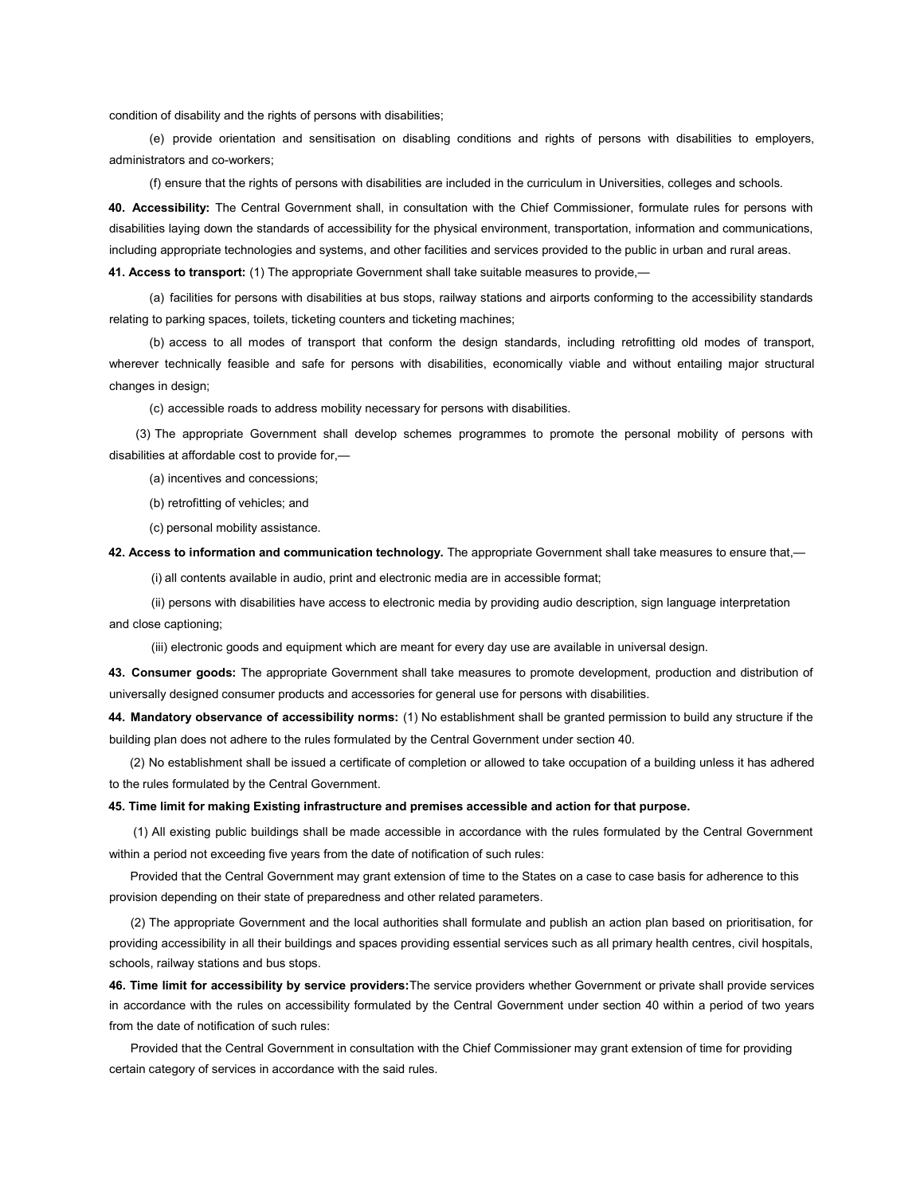condition of disability and the rights of persons with disabilities;

(e) provide orientation and sensitisation on disabling conditions and rights of persons with disabilities to employers, administrators and co-workers;

(f) ensure that the rights of persons with disabilities are included in the curriculum in Universities, colleges and schools.

**40. Accessibility:** The Central Government shall, in consultation with the Chief Commissioner, formulate rules for persons with disabilities laying down the standards of accessibility for the physical environment, transportation, information and communications, including appropriate technologies and systems, and other facilities and services provided to the public in urban and rural areas.

**41. Access to transport:** (1) The appropriate Government shall take suitable measures to provide,—

(a) facilities for persons with disabilities at bus stops, railway stations and airports conforming to the accessibility standards relating to parking spaces, toilets, ticketing counters and ticketing machines;

(b) access to all modes of transport that conform the design standards, including retrofitting old modes of transport, wherever technically feasible and safe for persons with disabilities, economically viable and without entailing major structural changes in design;

(c) accessible roads to address mobility necessary for persons with disabilities.

(3) The appropriate Government shall develop schemes programmes to promote the personal mobility of persons with disabilities at affordable cost to provide for,—

(a) incentives and concessions;

(b) retrofitting of vehicles; and

(c) personal mobility assistance.

**42. Access to information and communication technology.** The appropriate Government shall take measures to ensure that,—

(i) all contents available in audio, print and electronic media are in accessible format;

(ii) persons with disabilities have access to electronic media by providing audio description, sign language interpretation and close captioning;

(iii) electronic goods and equipment which are meant for every day use are available in universal design.

**43. Consumer goods:** The appropriate Government shall take measures to promote development, production and distribution of universally designed consumer products and accessories for general use for persons with disabilities.

**44. Mandatory observance of accessibility norms:** (1) No establishment shall be granted permission to build any structure if the building plan does not adhere to the rules formulated by the Central Government under section 40.

(2) No establishment shall be issued a certificate of completion or allowed to take occupation of a building unless it has adhered to the rules formulated by the Central Government.

**45. Time limit for making Existing infrastructure and premises accessible and action for that purpose.**

(1) All existing public buildings shall be made accessible in accordance with the rules formulated by the Central Government within a period not exceeding five years from the date of notification of such rules:

Provided that the Central Government may grant extension of time to the States on a case to case basis for adherence to this provision depending on their state of preparedness and other related parameters.

(2) The appropriate Government and the local authorities shall formulate and publish an action plan based on prioritisation, for providing accessibility in all their buildings and spaces providing essential services such as all primary health centres, civil hospitals, schools, railway stations and bus stops.

**46. Time limit for accessibility by service providers:**The service providers whether Government or private shall provide services in accordance with the rules on accessibility formulated by the Central Government under section 40 within a period of two years from the date of notification of such rules:

Provided that the Central Government in consultation with the Chief Commissioner may grant extension of time for providing certain category of services in accordance with the said rules.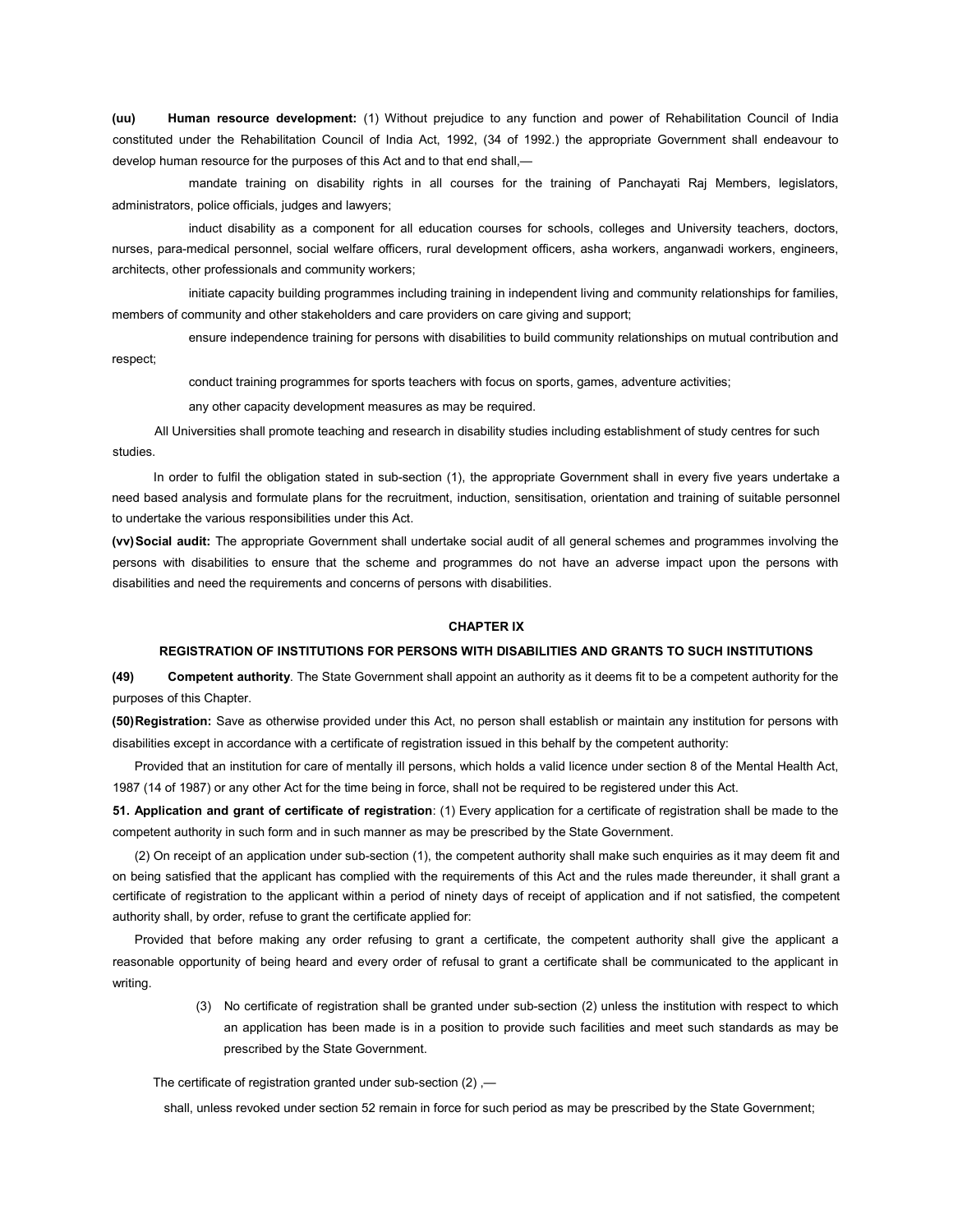**(uu) Human resource development:** (1) Without prejudice to any function and power of Rehabilitation Council of India constituted under the Rehabilitation Council of India Act, 1992, (34 of 1992.) the appropriate Government shall endeavour to develop human resource for the purposes of this Act and to that end shall,—

mandate training on disability rights in all courses for the training of Panchayati Raj Members, legislators, administrators, police officials, judges and lawyers;

induct disability as a component for all education courses for schools, colleges and University teachers, doctors, nurses, para-medical personnel, social welfare officers, rural development officers, asha workers, anganwadi workers, engineers, architects, other professionals and community workers;

initiate capacity building programmes including training in independent living and community relationships for families, members of community and other stakeholders and care providers on care giving and support;

ensure independence training for persons with disabilities to build community relationships on mutual contribution and respect;

conduct training programmes for sports teachers with focus on sports, games, adventure activities;

any other capacity development measures as may be required.

All Universities shall promote teaching and research in disability studies including establishment of study centres for such studies.

In order to fulfil the obligation stated in sub-section (1), the appropriate Government shall in every five years undertake a need based analysis and formulate plans for the recruitment, induction, sensitisation, orientation and training of suitable personnel to undertake the various responsibilities under this Act.

**(vv) Social audit:** The appropriate Government shall undertake social audit of all general schemes and programmes involving the persons with disabilities to ensure that the scheme and programmes do not have an adverse impact upon the persons with disabilities and need the requirements and concerns of persons with disabilities.

## CHAPTER IX

## REGISTRATION OF INSTITUTIONS FOR PERSONS WITH DISABILITIES AND GRANTS TO SUCH INSTITUTIONS

**(49) Competent authority**. The State Government shall appoint an authority as it deems fit to be a competent authority for the purposes of this Chapter.

**(50) Registration:** Save as otherwise provided under this Act, no person shall establish or maintain any institution for persons with disabilities except in accordance with a certificate of registration issued in this behalf by the competent authority:

Provided that an institution for care of mentally ill persons, which holds a valid licence under section 8 of the Mental Health Act, 1987 (14 of 1987) or any other Act for the time being in force, shall not be required to be registered under this Act.

**51. Application and grant of certificate of registration**: (1) Every application for a certificate of registration shall be made to the competent authority in such form and in such manner as may be prescribed by the State Government.

(2) On receipt of an application under sub-section (1), the competent authority shall make such enquiries as it may deem fit and on being satisfied that the applicant has complied with the requirements of this Act and the rules made thereunder, it shall grant a certificate of registration to the applicant within a period of ninety days of receipt of application and if not satisfied, the competent authority shall, by order, refuse to grant the certificate applied for:

Provided that before making any order refusing to grant a certificate, the competent authority shall give the applicant a reasonable opportunity of being heard and every order of refusal to grant a certificate shall be communicated to the applicant in writing.

(3) No certificate of registration shall be granted under sub-section (2) unless the institution with respect to which an application has been made is in a position to provide such facilities and meet such standards as may be prescribed by the State Government.

The certificate of registration granted under sub-section (2) ,—

shall, unless revoked under section 52 remain in force for such period as may be prescribed by the State Government;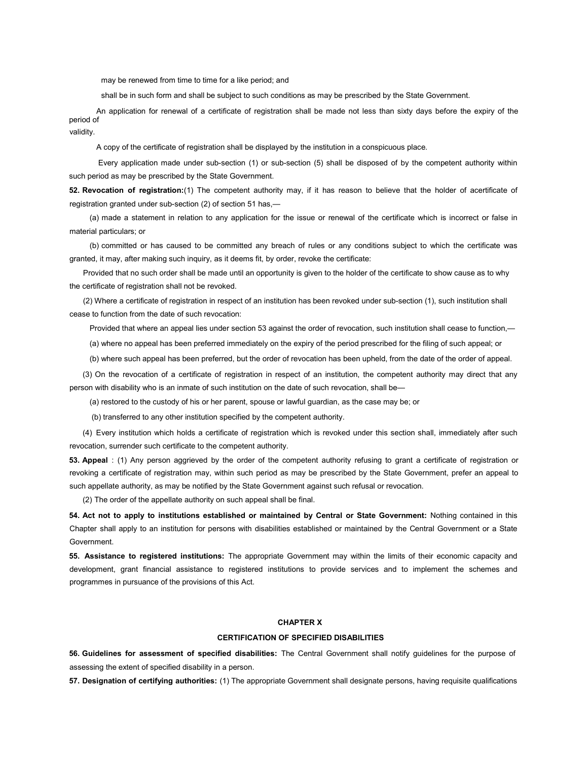may be renewed from time to time for a like period; and

shall be in such form and shall be subject to such conditions as may be prescribed by the State Government.

An application for renewal of a certificate of registration shall be made not less than sixty days before the expiry of the period of
validity.

A copy of the certificate of registration shall be displayed by the institution in a conspicuous place.

Every application made under sub-section (1) or sub-section (5) shall be disposed of by the competent authority within such period as may be prescribed by the State Government.

**52. Revocation of registration:**(1) The competent authority may, if it has reason to believe that the holder of acertificate of registration granted under sub-section (2) of section 51 has,—

(a) made a statement in relation to any application for the issue or renewal of the certificate which is incorrect or false in material particulars; or

(b) committed or has caused to be committed any breach of rules or any conditions subject to which the certificate was granted, it may, after making such inquiry, as it deems fit, by order, revoke the certificate:

Provided that no such order shall be made until an opportunity is given to the holder of the certificate to show cause as to why the certificate of registration shall not be revoked.

(2) Where a certificate of registration in respect of an institution has been revoked under sub-section (1), such institution shall cease to function from the date of such revocation:

Provided that where an appeal lies under section 53 against the order of revocation, such institution shall cease to function,—

(a) where no appeal has been preferred immediately on the expiry of the period prescribed for the filing of such appeal; or

(b) where such appeal has been preferred, but the order of revocation has been upheld, from the date of the order of appeal.

(3) On the revocation of a certificate of registration in respect of an institution, the competent authority may direct that any person with disability who is an inmate of such institution on the date of such revocation, shall be—

(a) restored to the custody of his or her parent, spouse or lawful guardian, as the case may be; or

(b) transferred to any other institution specified by the competent authority.

(4) Every institution which holds a certificate of registration which is revoked under this section shall, immediately after such revocation, surrender such certificate to the competent authority.

**53. Appeal** : (1) Any person aggrieved by the order of the competent authority refusing to grant a certificate of registration or revoking a certificate of registration may, within such period as may be prescribed by the State Government, prefer an appeal to such appellate authority, as may be notified by the State Government against such refusal or revocation.

(2) The order of the appellate authority on such appeal shall be final.

**54. Act not to apply to institutions established or maintained by Central or State Government:** Nothing contained in this Chapter shall apply to an institution for persons with disabilities established or maintained by the Central Government or a State Government.

**55. Assistance to registered institutions:** The appropriate Government may within the limits of their economic capacity and development, grant financial assistance to registered institutions to provide services and to implement the schemes and programmes in pursuance of the provisions of this Act.

## CHAPTER X

## CERTIFICATION OF SPECIFIED DISABILITIES

**56. Guidelines for assessment of specified disabilities:** The Central Government shall notify guidelines for the purpose of assessing the extent of specified disability in a person.

**57. Designation of certifying authorities:** (1) The appropriate Government shall designate persons, having requisite qualifications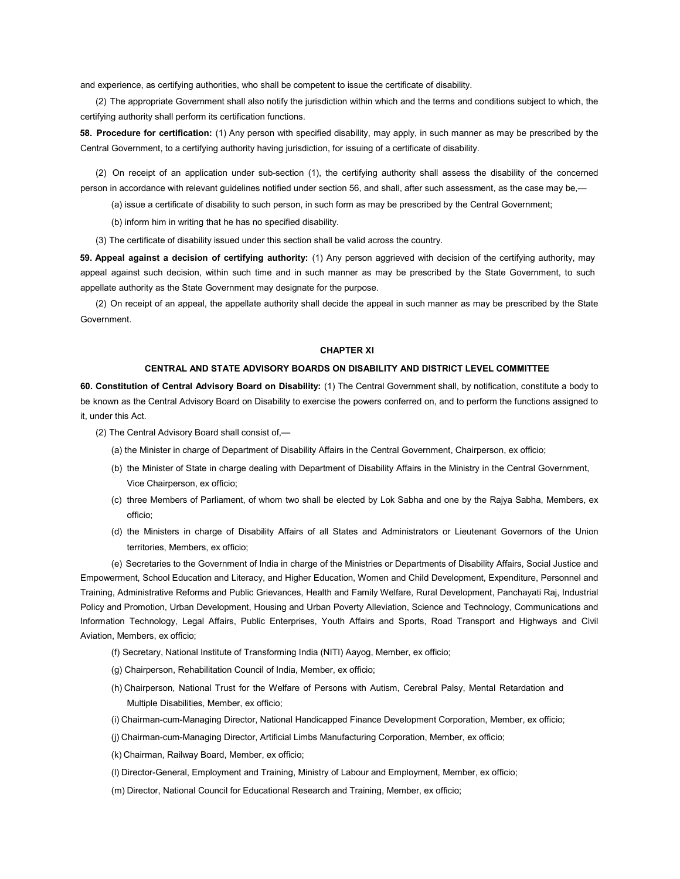and experience, as certifying authorities, who shall be competent to issue the certificate of disability.

(2) The appropriate Government shall also notify the jurisdiction within which and the terms and conditions subject to which, the certifying authority shall perform its certification functions.

**58. Procedure for certification:** (1) Any person with specified disability, may apply, in such manner as may be prescribed by the Central Government, to a certifying authority having jurisdiction, for issuing of a certificate of disability.

(2) On receipt of an application under sub-section (1), the certifying authority shall assess the disability of the concerned person in accordance with relevant guidelines notified under section 56, and shall, after such assessment, as the case may be,—

(a) issue a certificate of disability to such person, in such form as may be prescribed by the Central Government;

(b) inform him in writing that he has no specified disability.

(3) The certificate of disability issued under this section shall be valid across the country.

**59. Appeal against a decision of certifying authority:** (1) Any person aggrieved with decision of the certifying authority, may appeal against such decision, within such time and in such manner as may be prescribed by the State Government, to such appellate authority as the State Government may designate for the purpose.

(2) On receipt of an appeal, the appellate authority shall decide the appeal in such manner as may be prescribed by the State Government.

## CHAPTER XI

### CENTRAL AND STATE ADVISORY BOARDS ON DISABILITY AND DISTRICT LEVEL COMMITTEE

**60. Constitution of Central Advisory Board on Disability:** (1) The Central Government shall, by notification, constitute a body to be known as the Central Advisory Board on Disability to exercise the powers conferred on, and to perform the functions assigned to it, under this Act.

(2) The Central Advisory Board shall consist of,—

(a) the Minister in charge of Department of Disability Affairs in the Central Government, Chairperson, ex officio;

(b) the Minister of State in charge dealing with Department of Disability Affairs in the Ministry in the Central Government, Vice Chairperson, ex officio;

(c) three Members of Parliament, of whom two shall be elected by Lok Sabha and one by the Rajya Sabha, Members, ex officio;

(d) the Ministers in charge of Disability Affairs of all States and Administrators or Lieutenant Governors of the Union territories, Members, ex officio;

(e) Secretaries to the Government of India in charge of the Ministries or Departments of Disability Affairs, Social Justice and Empowerment, School Education and Literacy, and Higher Education, Women and Child Development, Expenditure, Personnel and Training, Administrative Reforms and Public Grievances, Health and Family Welfare, Rural Development, Panchayati Raj, Industrial Policy and Promotion, Urban Development, Housing and Urban Poverty Alleviation, Science and Technology, Communications and Information Technology, Legal Affairs, Public Enterprises, Youth Affairs and Sports, Road Transport and Highways and Civil Aviation, Members, ex officio;

(f) Secretary, National Institute of Transforming India (NITI) Aayog, Member, ex officio;

(g) Chairperson, Rehabilitation Council of India, Member, ex officio;

(h) Chairperson, National Trust for the Welfare of Persons with Autism, Cerebral Palsy, Mental Retardation and Multiple Disabilities, Member, ex officio;

(i) Chairman-cum-Managing Director, National Handicapped Finance Development Corporation, Member, ex officio;

(j) Chairman-cum-Managing Director, Artificial Limbs Manufacturing Corporation, Member, ex officio;

(k) Chairman, Railway Board, Member, ex officio;

(l) Director-General, Employment and Training, Ministry of Labour and Employment, Member, ex officio;

(m) Director, National Council for Educational Research and Training, Member, ex officio;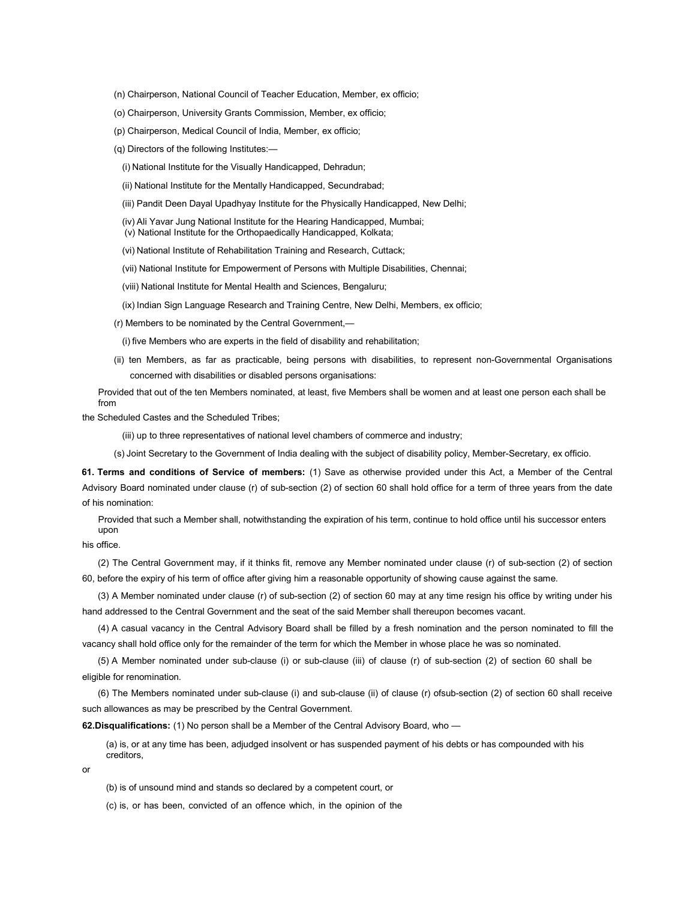(n) Chairperson, National Council of Teacher Education, Member, ex officio;

(o) Chairperson, University Grants Commission, Member, ex officio;

(p) Chairperson, Medical Council of India, Member, ex officio;

(q) Directors of the following Institutes:—

(i) National Institute for the Visually Handicapped, Dehradun;

(ii) National Institute for the Mentally Handicapped, Secundrabad;

(iii) Pandit Deen Dayal Upadhyay Institute for the Physically Handicapped, New Delhi;

(iv) Ali Yavar Jung National Institute for the Hearing Handicapped, Mumbai;
(v) National Institute for the Orthopaedically Handicapped, Kolkata;

(vi) National Institute of Rehabilitation Training and Research, Cuttack;

(vii) National Institute for Empowerment of Persons with Multiple Disabilities, Chennai;

(viii) National Institute for Mental Health and Sciences, Bengaluru;

(ix) Indian Sign Language Research and Training Centre, New Delhi, Members, ex officio;

(r) Members to be nominated by the Central Government,—

(i) five Members who are experts in the field of disability and rehabilitation;

(ii) ten Members, as far as practicable, being persons with disabilities, to represent non-Governmental Organisations concerned with disabilities or disabled persons organisations:

Provided that out of the ten Members nominated, at least, five Members shall be women and at least one person each shall be from the Scheduled Castes and the Scheduled Tribes;

(iii) up to three representatives of national level chambers of commerce and industry;

(s) Joint Secretary to the Government of India dealing with the subject of disability policy, Member-Secretary, ex officio.

**61. Terms and conditions of Service of members:** (1) Save as otherwise provided under this Act, a Member of the Central Advisory Board nominated under clause (r) of sub-section (2) of section 60 shall hold office for a term of three years from the date of his nomination:

Provided that such a Member shall, notwithstanding the expiration of his term, continue to hold office until his successor enters upon his office.

(2) The Central Government may, if it thinks fit, remove any Member nominated under clause (r) of sub-section (2) of section 60, before the expiry of his term of office after giving him a reasonable opportunity of showing cause against the same.

(3) A Member nominated under clause (r) of sub-section (2) of section 60 may at any time resign his office by writing under his hand addressed to the Central Government and the seat of the said Member shall thereupon becomes vacant.

(4) A casual vacancy in the Central Advisory Board shall be filled by a fresh nomination and the person nominated to fill the vacancy shall hold office only for the remainder of the term for which the Member in whose place he was so nominated.

(5) A Member nominated under sub-clause (i) or sub-clause (iii) of clause (r) of sub-section (2) of section 60 shall be eligible for renomination.

(6) The Members nominated under sub-clause (i) and sub-clause (ii) of clause (r) ofsub-section (2) of section 60 shall receive such allowances as may be prescribed by the Central Government.

**62.Disqualifications:** (1) No person shall be a Member of the Central Advisory Board, who —

(a) is, or at any time has been, adjudged insolvent or has suspended payment of his debts or has compounded with his creditors, or

(b) is of unsound mind and stands so declared by a competent court, or

(c) is, or has been, convicted of an offence which, in the opinion of the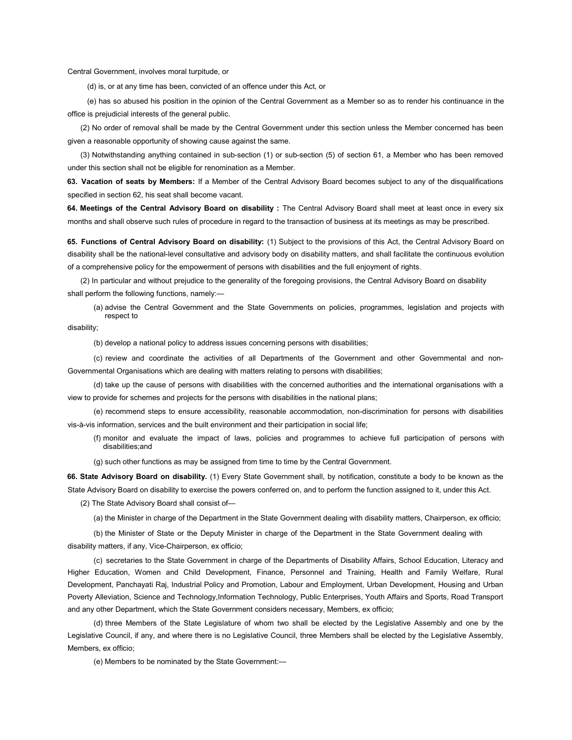Central Government, involves moral turpitude, or

(d) is, or at any time has been, convicted of an offence under this Act, or

(e) has so abused his position in the opinion of the Central Government as a Member so as to render his continuance in the office is prejudicial interests of the general public.

(2) No order of removal shall be made by the Central Government under this section unless the Member concerned has been given a reasonable opportunity of showing cause against the same.

(3) Notwithstanding anything contained in sub-section (1) or sub-section (5) of section 61, a Member who has been removed under this section shall not be eligible for renomination as a Member.

**63. Vacation of seats by Members:** If a Member of the Central Advisory Board becomes subject to any of the disqualifications specified in section 62, his seat shall become vacant.

**64. Meetings of the Central Advisory Board on disability :** The Central Advisory Board shall meet at least once in every six months and shall observe such rules of procedure in regard to the transaction of business at its meetings as may be prescribed.

**65. Functions of Central Advisory Board on disability:** (1) Subject to the provisions of this Act, the Central Advisory Board on disability shall be the national-level consultative and advisory body on disability matters, and shall facilitate the continuous evolution of a comprehensive policy for the empowerment of persons with disabilities and the full enjoyment of rights.

(2) In particular and without prejudice to the generality of the foregoing provisions, the Central Advisory Board on disability shall perform the following functions, namely:—

(a) advise the Central Government and the State Governments on policies, programmes, legislation and projects with respect to disability;

(b) develop a national policy to address issues concerning persons with disabilities;

(c) review and coordinate the activities of all Departments of the Government and other Governmental and non-Governmental Organisations which are dealing with matters relating to persons with disabilities;

(d) take up the cause of persons with disabilities with the concerned authorities and the international organisations with a view to provide for schemes and projects for the persons with disabilities in the national plans;

(e) recommend steps to ensure accessibility, reasonable accommodation, non-discrimination for persons with disabilities vis-à-vis information, services and the built environment and their participation in social life;

(f) monitor and evaluate the impact of laws, policies and programmes to achieve full participation of persons with disabilities;and

(g) such other functions as may be assigned from time to time by the Central Government.

**66. State Advisory Board on disability.** (1) Every State Government shall, by notification, constitute a body to be known as the State Advisory Board on disability to exercise the powers conferred on, and to perform the function assigned to it, under this Act.

(2) The State Advisory Board shall consist of—

(a) the Minister in charge of the Department in the State Government dealing with disability matters, Chairperson, ex officio;

(b) the Minister of State or the Deputy Minister in charge of the Department in the State Government dealing with disability matters, if any, Vice-Chairperson, ex officio;

(c) secretaries to the State Government in charge of the Departments of Disability Affairs, School Education, Literacy and Higher Education, Women and Child Development, Finance, Personnel and Training, Health and Family Welfare, Rural Development, Panchayati Raj, Industrial Policy and Promotion, Labour and Employment, Urban Development, Housing and Urban Poverty Alleviation, Science and Technology,Information Technology, Public Enterprises, Youth Affairs and Sports, Road Transport and any other Department, which the State Government considers necessary, Members, ex officio;

(d) three Members of the State Legislature of whom two shall be elected by the Legislative Assembly and one by the Legislative Council, if any, and where there is no Legislative Council, three Members shall be elected by the Legislative Assembly, Members, ex officio;

(e) Members to be nominated by the State Government:—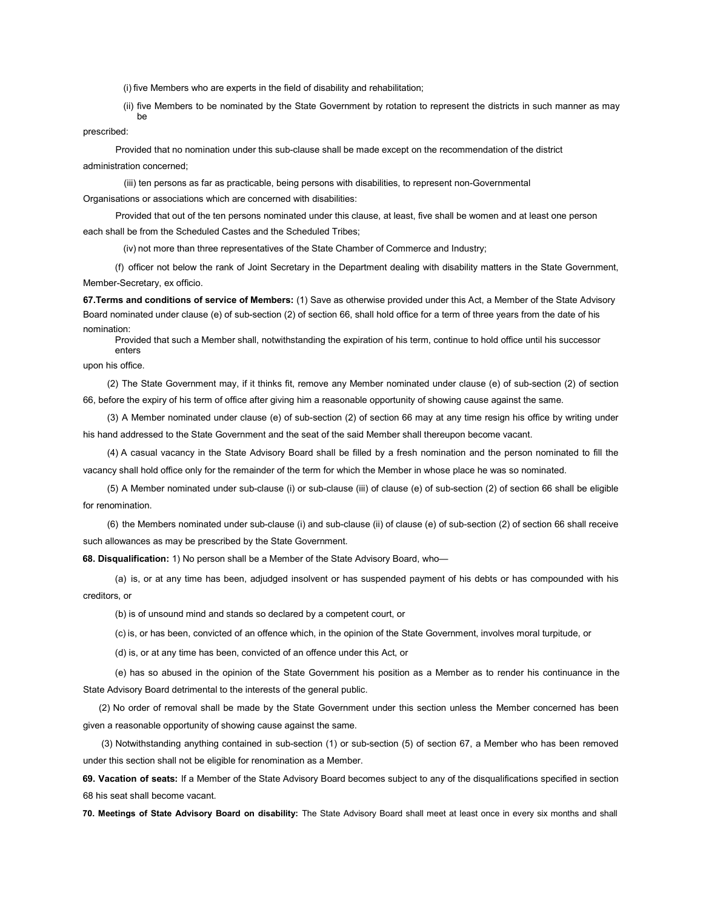(i) five Members who are experts in the field of disability and rehabilitation;

(ii) five Members to be nominated by the State Government by rotation to represent the districts in such manner as may be prescribed:

Provided that no nomination under this sub-clause shall be made except on the recommendation of the district administration concerned;

(iii) ten persons as far as practicable, being persons with disabilities, to represent non-Governmental Organisations or associations which are concerned with disabilities:

Provided that out of the ten persons nominated under this clause, at least, five shall be women and at least one person each shall be from the Scheduled Castes and the Scheduled Tribes;

(iv) not more than three representatives of the State Chamber of Commerce and Industry;

(f) officer not below the rank of Joint Secretary in the Department dealing with disability matters in the State Government, Member-Secretary, ex officio.

**67.Terms and conditions of service of Members:** (1) Save as otherwise provided under this Act, a Member of the State Advisory Board nominated under clause (e) of sub-section (2) of section 66, shall hold office for a term of three years from the date of his nomination:

Provided that such a Member shall, notwithstanding the expiration of his term, continue to hold office until his successor enters upon his office.

(2) The State Government may, if it thinks fit, remove any Member nominated under clause (e) of sub-section (2) of section 66, before the expiry of his term of office after giving him a reasonable opportunity of showing cause against the same.

(3) A Member nominated under clause (e) of sub-section (2) of section 66 may at any time resign his office by writing under his hand addressed to the State Government and the seat of the said Member shall thereupon become vacant.

(4) A casual vacancy in the State Advisory Board shall be filled by a fresh nomination and the person nominated to fill the vacancy shall hold office only for the remainder of the term for which the Member in whose place he was so nominated.

(5) A Member nominated under sub-clause (i) or sub-clause (iii) of clause (e) of sub-section (2) of section 66 shall be eligible for renomination.

(6) the Members nominated under sub-clause (i) and sub-clause (ii) of clause (e) of sub-section (2) of section 66 shall receive such allowances as may be prescribed by the State Government.

**68. Disqualification:** 1) No person shall be a Member of the State Advisory Board, who—

(a) is, or at any time has been, adjudged insolvent or has suspended payment of his debts or has compounded with his creditors, or

(b) is of unsound mind and stands so declared by a competent court, or

(c) is, or has been, convicted of an offence which, in the opinion of the State Government, involves moral turpitude, or

(d) is, or at any time has been, convicted of an offence under this Act, or

(e) has so abused in the opinion of the State Government his position as a Member as to render his continuance in the State Advisory Board detrimental to the interests of the general public.

(2) No order of removal shall be made by the State Government under this section unless the Member concerned has been given a reasonable opportunity of showing cause against the same.

(3) Notwithstanding anything contained in sub-section (1) or sub-section (5) of section 67, a Member who has been removed under this section shall not be eligible for renomination as a Member.

**69. Vacation of seats:** If a Member of the State Advisory Board becomes subject to any of the disqualifications specified in section 68 his seat shall become vacant.

**70. Meetings of State Advisory Board on disability:** The State Advisory Board shall meet at least once in every six months and shall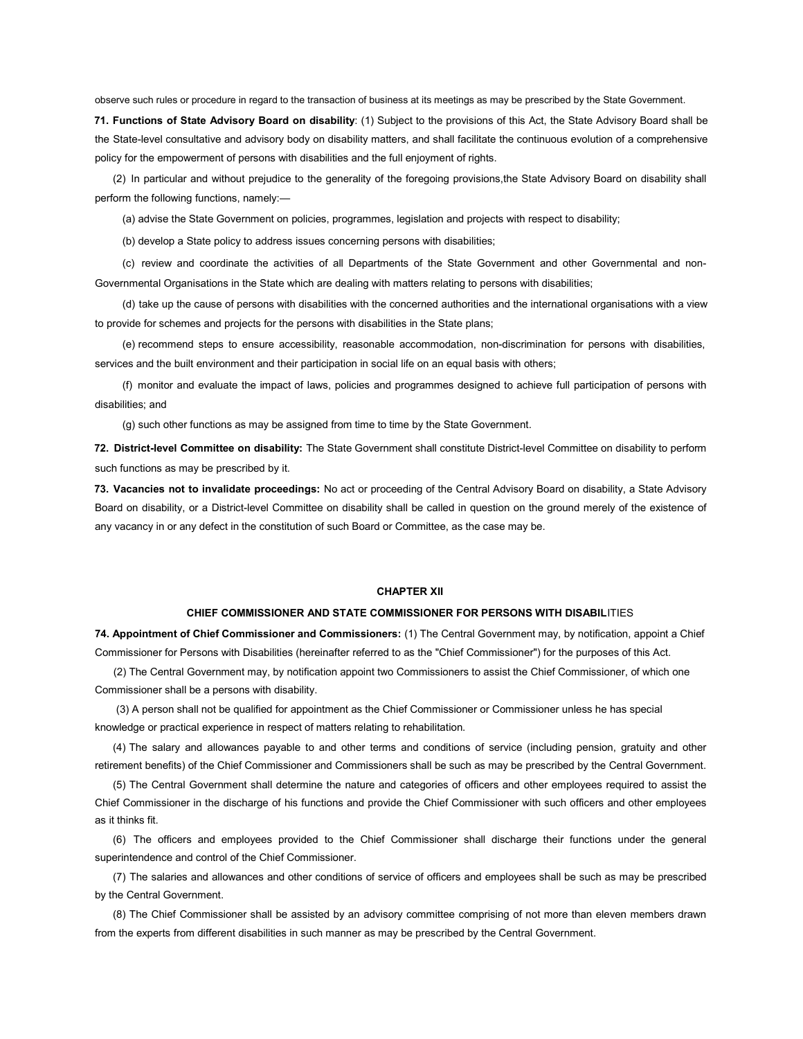observe such rules or procedure in regard to the transaction of business at its meetings as may be prescribed by the State Government.

**71. Functions of State Advisory Board on disability**: (1) Subject to the provisions of this Act, the State Advisory Board shall be the State-level consultative and advisory body on disability matters, and shall facilitate the continuous evolution of a comprehensive policy for the empowerment of persons with disabilities and the full enjoyment of rights.

(2) In particular and without prejudice to the generality of the foregoing provisions,the State Advisory Board on disability shall perform the following functions, namely:—

(a) advise the State Government on policies, programmes, legislation and projects with respect to disability;

(b) develop a State policy to address issues concerning persons with disabilities;

(c) review and coordinate the activities of all Departments of the State Government and other Governmental and non-Governmental Organisations in the State which are dealing with matters relating to persons with disabilities;

(d) take up the cause of persons with disabilities with the concerned authorities and the international organisations with a view to provide for schemes and projects for the persons with disabilities in the State plans;

(e) recommend steps to ensure accessibility, reasonable accommodation, non-discrimination for persons with disabilities, services and the built environment and their participation in social life on an equal basis with others;

(f) monitor and evaluate the impact of laws, policies and programmes designed to achieve full participation of persons with disabilities; and

(g) such other functions as may be assigned from time to time by the State Government.

**72. District-level Committee on disability:** The State Government shall constitute District-level Committee on disability to perform such functions as may be prescribed by it.

**73. Vacancies not to invalidate proceedings:** No act or proceeding of the Central Advisory Board on disability, a State Advisory Board on disability, or a District-level Committee on disability shall be called in question on the ground merely of the existence of any vacancy in or any defect in the constitution of such Board or Committee, as the case may be.

## CHAPTER XII

### CHIEF COMMISSIONER AND STATE COMMISSIONER FOR PERSONS WITH DISABILITIES

**74. Appointment of Chief Commissioner and Commissioners:** (1) The Central Government may, by notification, appoint a Chief Commissioner for Persons with Disabilities (hereinafter referred to as the "Chief Commissioner") for the purposes of this Act.

(2) The Central Government may, by notification appoint two Commissioners to assist the Chief Commissioner, of which one Commissioner shall be a persons with disability.

(3) A person shall not be qualified for appointment as the Chief Commissioner or Commissioner unless he has special knowledge or practical experience in respect of matters relating to rehabilitation.

(4) The salary and allowances payable to and other terms and conditions of service (including pension, gratuity and other retirement benefits) of the Chief Commissioner and Commissioners shall be such as may be prescribed by the Central Government.

(5) The Central Government shall determine the nature and categories of officers and other employees required to assist the Chief Commissioner in the discharge of his functions and provide the Chief Commissioner with such officers and other employees as it thinks fit.

(6) The officers and employees provided to the Chief Commissioner shall discharge their functions under the general superintendence and control of the Chief Commissioner.

(7) The salaries and allowances and other conditions of service of officers and employees shall be such as may be prescribed by the Central Government.

(8) The Chief Commissioner shall be assisted by an advisory committee comprising of not more than eleven members drawn from the experts from different disabilities in such manner as may be prescribed by the Central Government.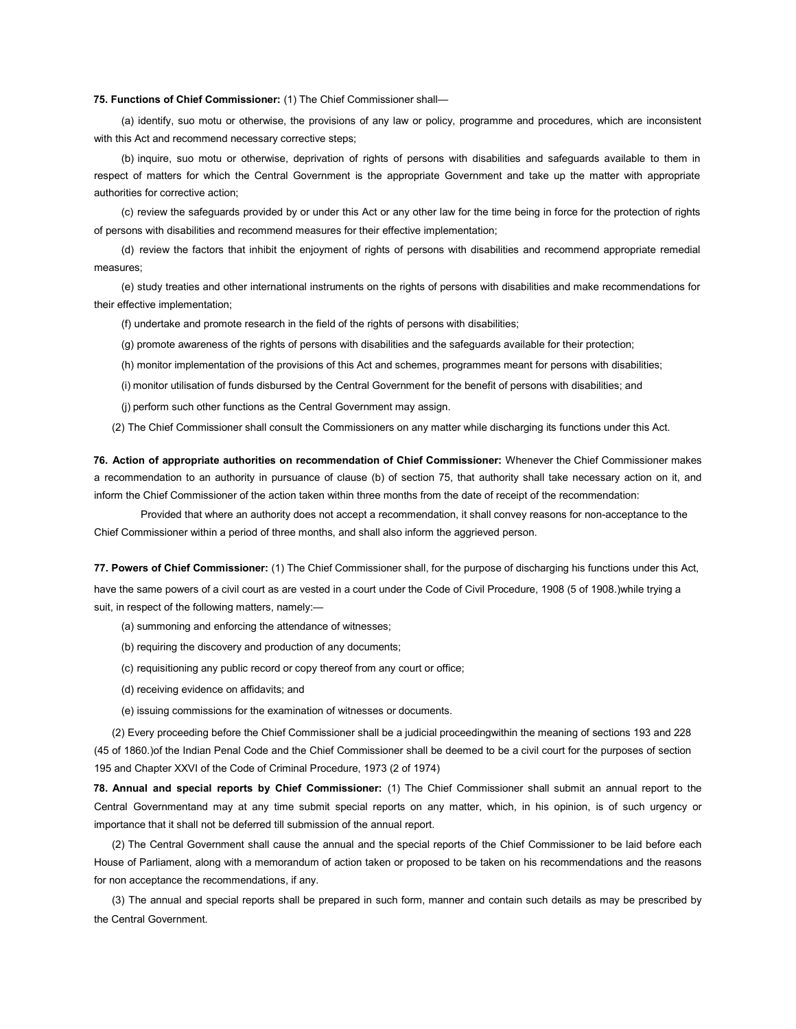**75. Functions of Chief Commissioner:** (1) The Chief Commissioner shall—

(a) identify, suo motu or otherwise, the provisions of any law or policy, programme and procedures, which are inconsistent with this Act and recommend necessary corrective steps;

(b) inquire, suo motu or otherwise, deprivation of rights of persons with disabilities and safeguards available to them in respect of matters for which the Central Government is the appropriate Government and take up the matter with appropriate authorities for corrective action;

(c) review the safeguards provided by or under this Act or any other law for the time being in force for the protection of rights of persons with disabilities and recommend measures for their effective implementation;

(d) review the factors that inhibit the enjoyment of rights of persons with disabilities and recommend appropriate remedial measures;

(e) study treaties and other international instruments on the rights of persons with disabilities and make recommendations for their effective implementation;

(f) undertake and promote research in the field of the rights of persons with disabilities;

(g) promote awareness of the rights of persons with disabilities and the safeguards available for their protection;

(h) monitor implementation of the provisions of this Act and schemes, programmes meant for persons with disabilities;

(i) monitor utilisation of funds disbursed by the Central Government for the benefit of persons with disabilities; and

(j) perform such other functions as the Central Government may assign.

(2) The Chief Commissioner shall consult the Commissioners on any matter while discharging its functions under this Act.

**76. Action of appropriate authorities on recommendation of Chief Commissioner:** Whenever the Chief Commissioner makes a recommendation to an authority in pursuance of clause (b) of section 75, that authority shall take necessary action on it, and inform the Chief Commissioner of the action taken within three months from the date of receipt of the recommendation:

Provided that where an authority does not accept a recommendation, it shall convey reasons for non-acceptance to the Chief Commissioner within a period of three months, and shall also inform the aggrieved person.

**77. Powers of Chief Commissioner:** (1) The Chief Commissioner shall, for the purpose of discharging his functions under this Act, have the same powers of a civil court as are vested in a court under the Code of Civil Procedure, 1908 (5 of 1908.)while trying a suit, in respect of the following matters, namely:—

(a) summoning and enforcing the attendance of witnesses;

(b) requiring the discovery and production of any documents;

(c) requisitioning any public record or copy thereof from any court or office;

(d) receiving evidence on affidavits; and

(e) issuing commissions for the examination of witnesses or documents.

(2) Every proceeding before the Chief Commissioner shall be a judicial proceedingwithin the meaning of sections 193 and 228 (45 of 1860.)of the Indian Penal Code and the Chief Commissioner shall be deemed to be a civil court for the purposes of section 195 and Chapter XXVI of the Code of Criminal Procedure, 1973 (2 of 1974)

**78. Annual and special reports by Chief Commissioner:** (1) The Chief Commissioner shall submit an annual report to the Central Governmentand may at any time submit special reports on any matter, which, in his opinion, is of such urgency or importance that it shall not be deferred till submission of the annual report.

(2) The Central Government shall cause the annual and the special reports of the Chief Commissioner to be laid before each House of Parliament, along with a memorandum of action taken or proposed to be taken on his recommendations and the reasons for non acceptance the recommendations, if any.

(3) The annual and special reports shall be prepared in such form, manner and contain such details as may be prescribed by the Central Government.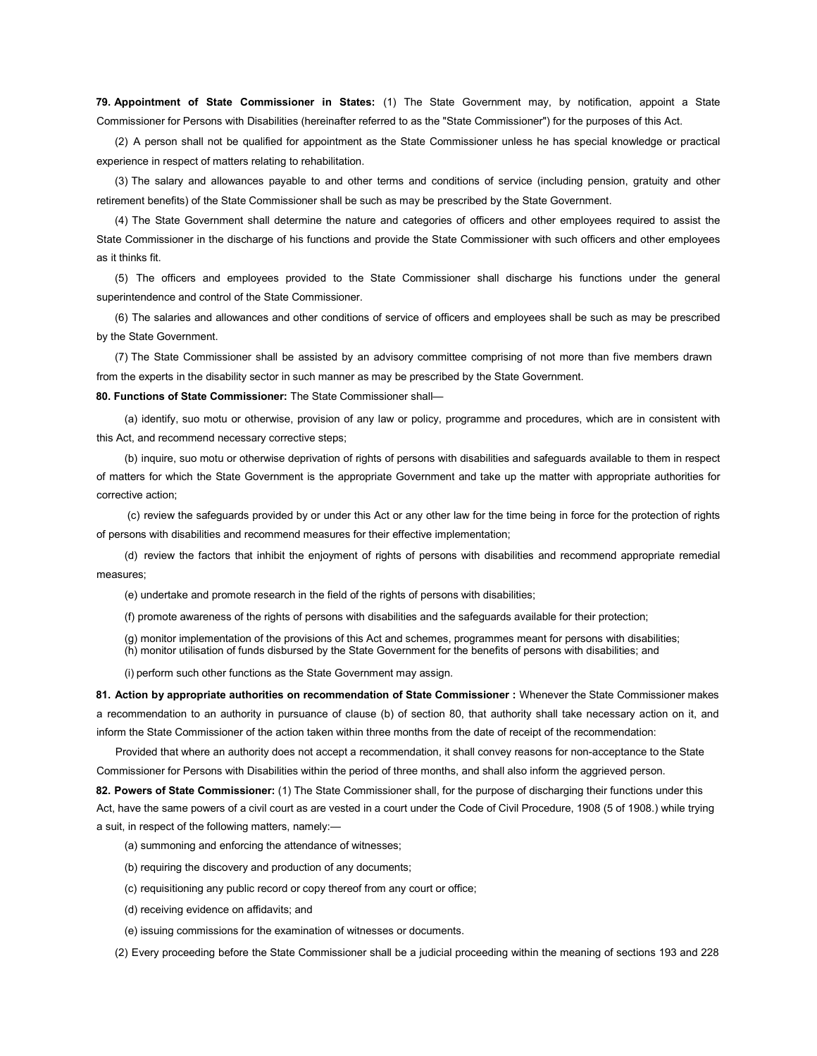**79. Appointment of State Commissioner in States:** (1) The State Government may, by notification, appoint a State Commissioner for Persons with Disabilities (hereinafter referred to as the "State Commissioner") for the purposes of this Act.

(2) A person shall not be qualified for appointment as the State Commissioner unless he has special knowledge or practical experience in respect of matters relating to rehabilitation.

(3) The salary and allowances payable to and other terms and conditions of service (including pension, gratuity and other retirement benefits) of the State Commissioner shall be such as may be prescribed by the State Government.

(4) The State Government shall determine the nature and categories of officers and other employees required to assist the State Commissioner in the discharge of his functions and provide the State Commissioner with such officers and other employees as it thinks fit.

(5) The officers and employees provided to the State Commissioner shall discharge his functions under the general superintendence and control of the State Commissioner.

(6) The salaries and allowances and other conditions of service of officers and employees shall be such as may be prescribed by the State Government.

(7) The State Commissioner shall be assisted by an advisory committee comprising of not more than five members drawn from the experts in the disability sector in such manner as may be prescribed by the State Government.

**80. Functions of State Commissioner:** The State Commissioner shall—

(a) identify, suo motu or otherwise, provision of any law or policy, programme and procedures, which are in consistent with this Act, and recommend necessary corrective steps;

(b) inquire, suo motu or otherwise deprivation of rights of persons with disabilities and safeguards available to them in respect of matters for which the State Government is the appropriate Government and take up the matter with appropriate authorities for corrective action;

(c) review the safeguards provided by or under this Act or any other law for the time being in force for the protection of rights of persons with disabilities and recommend measures for their effective implementation;

(d) review the factors that inhibit the enjoyment of rights of persons with disabilities and recommend appropriate remedial measures;

(e) undertake and promote research in the field of the rights of persons with disabilities;

(f) promote awareness of the rights of persons with disabilities and the safeguards available for their protection;

(g) monitor implementation of the provisions of this Act and schemes, programmes meant for persons with disabilities;

(h) monitor utilisation of funds disbursed by the State Government for the benefits of persons with disabilities; and

(i) perform such other functions as the State Government may assign.

**81. Action by appropriate authorities on recommendation of State Commissioner :** Whenever the State Commissioner makes a recommendation to an authority in pursuance of clause (b) of section 80, that authority shall take necessary action on it, and inform the State Commissioner of the action taken within three months from the date of receipt of the recommendation:

Provided that where an authority does not accept a recommendation, it shall convey reasons for non-acceptance to the State Commissioner for Persons with Disabilities within the period of three months, and shall also inform the aggrieved person.

**82. Powers of State Commissioner:** (1) The State Commissioner shall, for the purpose of discharging their functions under this Act, have the same powers of a civil court as are vested in a court under the Code of Civil Procedure, 1908 (5 of 1908.) while trying a suit, in respect of the following matters, namely:—

(a) summoning and enforcing the attendance of witnesses;

(b) requiring the discovery and production of any documents;

(c) requisitioning any public record or copy thereof from any court or office;

(d) receiving evidence on affidavits; and

(e) issuing commissions for the examination of witnesses or documents.

(2) Every proceeding before the State Commissioner shall be a judicial proceeding within the meaning of sections 193 and 228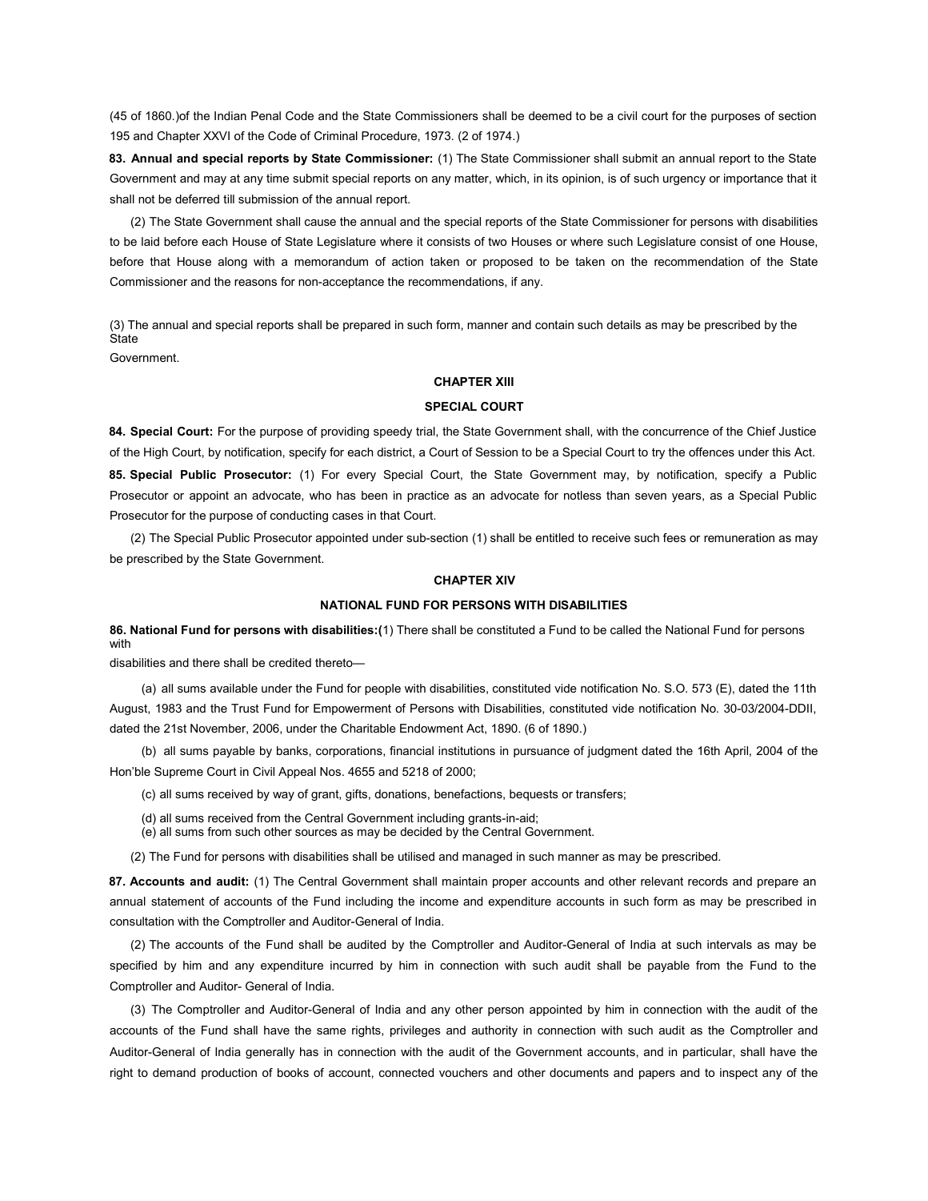(45 of 1860.)of the Indian Penal Code and the State Commissioners shall be deemed to be a civil court for the purposes of section 195 and Chapter XXVI of the Code of Criminal Procedure, 1973. (2 of 1974.)

**83. Annual and special reports by State Commissioner:** (1) The State Commissioner shall submit an annual report to the State Government and may at any time submit special reports on any matter, which, in its opinion, is of such urgency or importance that it shall not be deferred till submission of the annual report.

(2) The State Government shall cause the annual and the special reports of the State Commissioner for persons with disabilities to be laid before each House of State Legislature where it consists of two Houses or where such Legislature consist of one House, before that House along with a memorandum of action taken or proposed to be taken on the recommendation of the State Commissioner and the reasons for non-acceptance the recommendations, if any.

(3) The annual and special reports shall be prepared in such form, manner and contain such details as may be prescribed by the State Government.

## CHAPTER XIII

## SPECIAL COURT

**84. Special Court:** For the purpose of providing speedy trial, the State Government shall, with the concurrence of the Chief Justice of the High Court, by notification, specify for each district, a Court of Session to be a Special Court to try the offences under this Act.

**85. Special Public Prosecutor:** (1) For every Special Court, the State Government may, by notification, specify a Public Prosecutor or appoint an advocate, who has been in practice as an advocate for notless than seven years, as a Special Public Prosecutor for the purpose of conducting cases in that Court.

(2) The Special Public Prosecutor appointed under sub-section (1) shall be entitled to receive such fees or remuneration as may be prescribed by the State Government.

## CHAPTER XIV

## NATIONAL FUND FOR PERSONS WITH DISABILITIES

**86. National Fund for persons with disabilities:(**1) There shall be constituted a Fund to be called the National Fund for persons with disabilities and there shall be credited thereto—

(a) all sums available under the Fund for people with disabilities, constituted vide notification No. S.O. 573 (E), dated the 11th August, 1983 and the Trust Fund for Empowerment of Persons with Disabilities, constituted vide notification No. 30-03/2004-DDII, dated the 21st November, 2006, under the Charitable Endowment Act, 1890. (6 of 1890.)

(b) all sums payable by banks, corporations, financial institutions in pursuance of judgment dated the 16th April, 2004 of the Hon'ble Supreme Court in Civil Appeal Nos. 4655 and 5218 of 2000;

(c) all sums received by way of grant, gifts, donations, benefactions, bequests or transfers;

(d) all sums received from the Central Government including grants-in-aid;

(e) all sums from such other sources as may be decided by the Central Government.

(2) The Fund for persons with disabilities shall be utilised and managed in such manner as may be prescribed.

**87. Accounts and audit:** (1) The Central Government shall maintain proper accounts and other relevant records and prepare an annual statement of accounts of the Fund including the income and expenditure accounts in such form as may be prescribed in consultation with the Comptroller and Auditor-General of India.

(2) The accounts of the Fund shall be audited by the Comptroller and Auditor-General of India at such intervals as may be specified by him and any expenditure incurred by him in connection with such audit shall be payable from the Fund to the Comptroller and Auditor- General of India.

(3) The Comptroller and Auditor-General of India and any other person appointed by him in connection with the audit of the accounts of the Fund shall have the same rights, privileges and authority in connection with such audit as the Comptroller and Auditor-General of India generally has in connection with the audit of the Government accounts, and in particular, shall have the right to demand production of books of account, connected vouchers and other documents and papers and to inspect any of the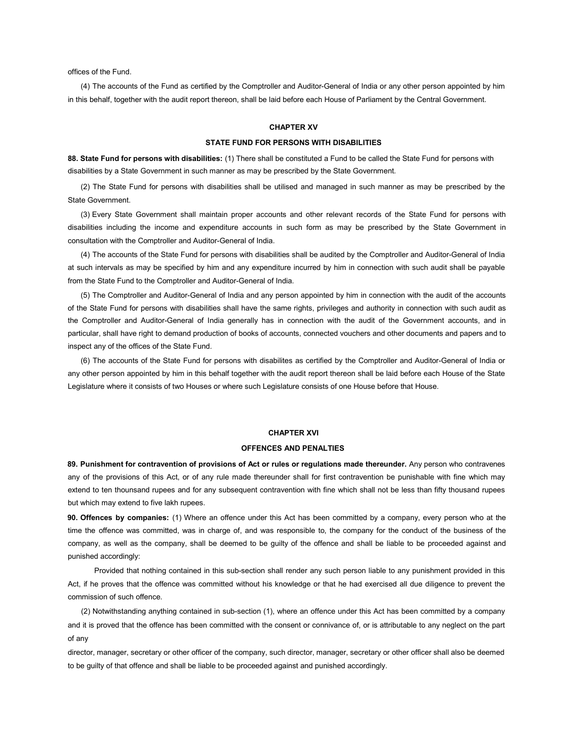offices of the Fund.

(4) The accounts of the Fund as certified by the Comptroller and Auditor-General of India or any other person appointed by him in this behalf, together with the audit report thereon, shall be laid before each House of Parliament by the Central Government.

## CHAPTER XV

## STATE FUND FOR PERSONS WITH DISABILITIES

**88. State Fund for persons with disabilities:** (1) There shall be constituted a Fund to be called the State Fund for persons with disabilities by a State Government in such manner as may be prescribed by the State Government.

(2) The State Fund for persons with disabilities shall be utilised and managed in such manner as may be prescribed by the State Government.

(3) Every State Government shall maintain proper accounts and other relevant records of the State Fund for persons with disabilities including the income and expenditure accounts in such form as may be prescribed by the State Government in consultation with the Comptroller and Auditor-General of India.

(4) The accounts of the State Fund for persons with disabilities shall be audited by the Comptroller and Auditor-General of India at such intervals as may be specified by him and any expenditure incurred by him in connection with such audit shall be payable from the State Fund to the Comptroller and Auditor-General of India.

(5) The Comptroller and Auditor-General of India and any person appointed by him in connection with the audit of the accounts of the State Fund for persons with disabilities shall have the same rights, privileges and authority in connection with such audit as the Comptroller and Auditor-General of India generally has in connection with the audit of the Government accounts, and in particular, shall have right to demand production of books of accounts, connected vouchers and other documents and papers and to inspect any of the offices of the State Fund.

(6) The accounts of the State Fund for persons with disabilites as certified by the Comptroller and Auditor-General of India or any other person appointed by him in this behalf together with the audit report thereon shall be laid before each House of the State Legislature where it consists of two Houses or where such Legislature consists of one House before that House.

## CHAPTER XVI

## OFFENCES AND PENALTIES

**89. Punishment for contravention of provisions of Act or rules or regulations made thereunder.** Any person who contravenes any of the provisions of this Act, or of any rule made thereunder shall for first contravention be punishable with fine which may extend to ten thounsand rupees and for any subsequent contravention with fine which shall not be less than fifty thousand rupees but which may extend to five lakh rupees.

**90. Offences by companies:** (1) Where an offence under this Act has been committed by a company, every person who at the time the offence was committed, was in charge of, and was responsible to, the company for the conduct of the business of the company, as well as the company, shall be deemed to be guilty of the offence and shall be liable to be proceeded against and punished accordingly:

Provided that nothing contained in this sub-section shall render any such person liable to any punishment provided in this Act, if he proves that the offence was committed without his knowledge or that he had exercised all due diligence to prevent the commission of such offence.

(2) Notwithstanding anything contained in sub-section (1), where an offence under this Act has been committed by a company and it is proved that the offence has been committed with the consent or connivance of, or is attributable to any neglect on the part of any director, manager, secretary or other officer of the company, such director, manager, secretary or other officer shall also be deemed to be guilty of that offence and shall be liable to be proceeded against and punished accordingly.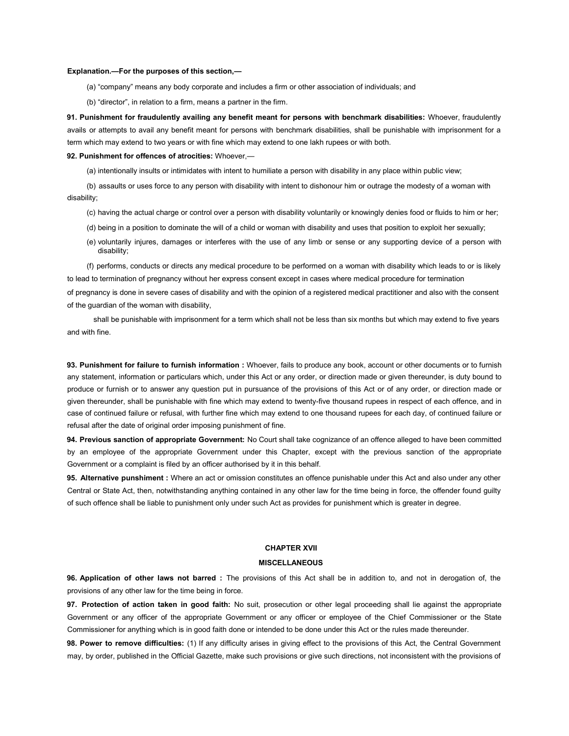**Explanation.—For the purposes of this section,—**

(a) "company" means any body corporate and includes a firm or other association of individuals; and

(b) "director", in relation to a firm, means a partner in the firm.

**91. Punishment for fraudulently availing any benefit meant for persons with benchmark disabilities:** Whoever, fraudulently avails or attempts to avail any benefit meant for persons with benchmark disabilities, shall be punishable with imprisonment for a term which may extend to two years or with fine which may extend to one lakh rupees or with both.

**92. Punishment for offences of atrocities:** Whoever,—

(a) intentionally insults or intimidates with intent to humiliate a person with disability in any place within public view;

(b) assaults or uses force to any person with disability with intent to dishonour him or outrage the modesty of a woman with disability;

(c) having the actual charge or control over a person with disability voluntarily or knowingly denies food or fluids to him or her;

(d) being in a position to dominate the will of a child or woman with disability and uses that position to exploit her sexually;

(e) voluntarily injures, damages or interferes with the use of any limb or sense or any supporting device of a person with disability;

(f) performs, conducts or directs any medical procedure to be performed on a woman with disability which leads to or is likely to lead to termination of pregnancy without her express consent except in cases where medical procedure for termination of pregnancy is done in severe cases of disability and with the opinion of a registered medical practitioner and also with the consent of the guardian of the woman with disability,

shall be punishable with imprisonment for a term which shall not be less than six months but which may extend to five years and with fine.

**93. Punishment for failure to furnish information :** Whoever, fails to produce any book, account or other documents or to furnish any statement, information or particulars which, under this Act or any order, or direction made or given thereunder, is duty bound to produce or furnish or to answer any question put in pursuance of the provisions of this Act or of any order, or direction made or given thereunder, shall be punishable with fine which may extend to twenty-five thousand rupees in respect of each offence, and in case of continued failure or refusal, with further fine which may extend to one thousand rupees for each day, of continued failure or refusal after the date of original order imposing punishment of fine.

**94. Previous sanction of appropriate Government:** No Court shall take cognizance of an offence alleged to have been committed by an employee of the appropriate Government under this Chapter, except with the previous sanction of the appropriate Government or a complaint is filed by an officer authorised by it in this behalf.

**95. Alternative punshiment :** Where an act or omission constitutes an offence punishable under this Act and also under any other Central or State Act, then, notwithstanding anything contained in any other law for the time being in force, the offender found guilty of such offence shall be liable to punishment only under such Act as provides for punishment which is greater in degree.

## CHAPTER XVII

## MISCELLANEOUS

**96. Application of other laws not barred :** The provisions of this Act shall be in addition to, and not in derogation of, the provisions of any other law for the time being in force.

**97. Protection of action taken in good faith:** No suit, prosecution or other legal proceeding shall lie against the appropriate Government or any officer of the appropriate Government or any officer or employee of the Chief Commissioner or the State Commissioner for anything which is in good faith done or intended to be done under this Act or the rules made thereunder.

**98. Power to remove difficulties:** (1) If any difficulty arises in giving effect to the provisions of this Act, the Central Government may, by order, published in the Official Gazette, make such provisions or give such directions, not inconsistent with the provisions of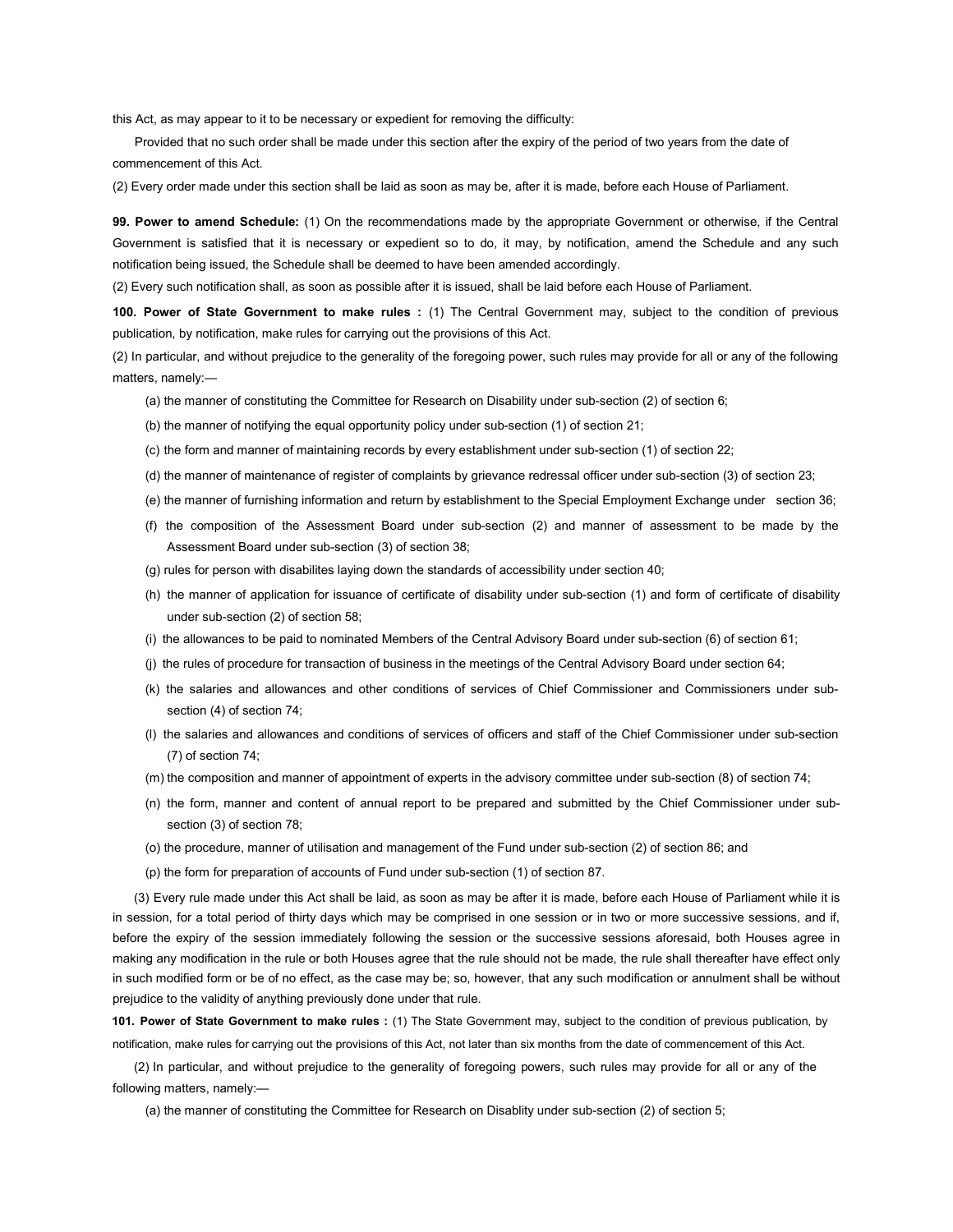this Act, as may appear to it to be necessary or expedient for removing the difficulty:

Provided that no such order shall be made under this section after the expiry of the period of two years from the date of commencement of this Act.

(2) Every order made under this section shall be laid as soon as may be, after it is made, before each House of Parliament.

**99. Power to amend Schedule:** (1) On the recommendations made by the appropriate Government or otherwise, if the Central Government is satisfied that it is necessary or expedient so to do, it may, by notification, amend the Schedule and any such notification being issued, the Schedule shall be deemed to have been amended accordingly.

(2) Every such notification shall, as soon as possible after it is issued, shall be laid before each House of Parliament.

**100. Power of State Government to make rules :** (1) The Central Government may, subject to the condition of previous publication, by notification, make rules for carrying out the provisions of this Act.

(2) In particular, and without prejudice to the generality of the foregoing power, such rules may provide for all or any of the following matters, namely:—

(a) the manner of constituting the Committee for Research on Disability under sub-section (2) of section 6;

(b) the manner of notifying the equal opportunity policy under sub-section (1) of section 21;

(c) the form and manner of maintaining records by every establishment under sub-section (1) of section 22;

(d) the manner of maintenance of register of complaints by grievance redressal officer under sub-section (3) of section 23;

(e) the manner of furnishing information and return by establishment to the Special Employment Exchange under section 36;

(f) the composition of the Assessment Board under sub-section (2) and manner of assessment to be made by the Assessment Board under sub-section (3) of section 38;

(g) rules for person with disabilites laying down the standards of accessibility under section 40;

(h) the manner of application for issuance of certificate of disability under sub-section (1) and form of certificate of disability under sub-section (2) of section 58;

(i) the allowances to be paid to nominated Members of the Central Advisory Board under sub-section (6) of section 61;

(j) the rules of procedure for transaction of business in the meetings of the Central Advisory Board under section 64;

(k) the salaries and allowances and other conditions of services of Chief Commissioner and Commissioners under sub-section (4) of section 74;

(l) the salaries and allowances and conditions of services of officers and staff of the Chief Commissioner under sub-section (7) of section 74;

(m) the composition and manner of appointment of experts in the advisory committee under sub-section (8) of section 74;

(n) the form, manner and content of annual report to be prepared and submitted by the Chief Commissioner under sub-section (3) of section 78;

(o) the procedure, manner of utilisation and management of the Fund under sub-section (2) of section 86; and

(p) the form for preparation of accounts of Fund under sub-section (1) of section 87.

(3) Every rule made under this Act shall be laid, as soon as may be after it is made, before each House of Parliament while it is in session, for a total period of thirty days which may be comprised in one session or in two or more successive sessions, and if, before the expiry of the session immediately following the session or the successive sessions aforesaid, both Houses agree in making any modification in the rule or both Houses agree that the rule should not be made, the rule shall thereafter have effect only in such modified form or be of no effect, as the case may be; so, however, that any such modification or annulment shall be without prejudice to the validity of anything previously done under that rule.

**101. Power of State Government to make rules :** (1) The State Government may, subject to the condition of previous publication, by notification, make rules for carrying out the provisions of this Act, not later than six months from the date of commencement of this Act.

(2) In particular, and without prejudice to the generality of foregoing powers, such rules may provide for all or any of the following matters, namely:—

(a) the manner of constituting the Committee for Research on Disablity under sub-section (2) of section 5;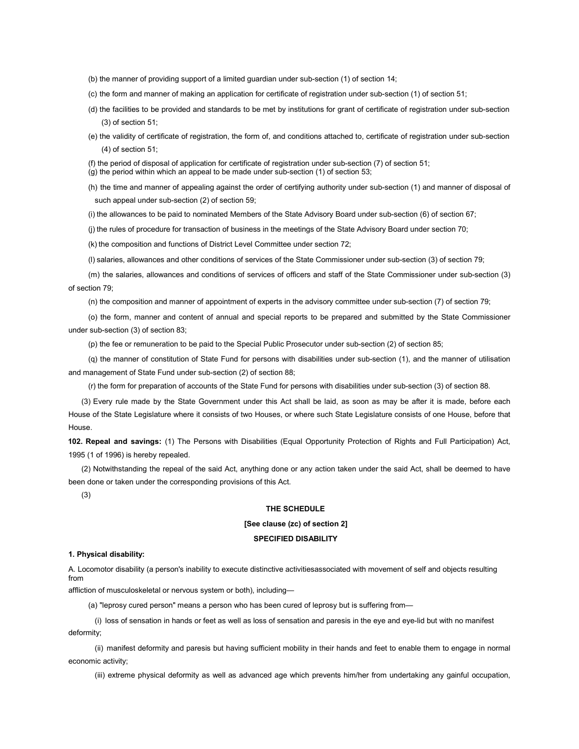(b) the manner of providing support of a limited guardian under sub-section (1) of section 14;

(c) the form and manner of making an application for certificate of registration under sub-section (1) of section 51;

(d) the facilities to be provided and standards to be met by institutions for grant of certificate of registration under sub-section (3) of section 51;

(e) the validity of certificate of registration, the form of, and conditions attached to, certificate of registration under sub-section (4) of section 51;

(f) the period of disposal of application for certificate of registration under sub-section (7) of section 51;

(g) the period within which an appeal to be made under sub-section (1) of section 53;

(h) the time and manner of appealing against the order of certifying authority under sub-section (1) and manner of disposal of such appeal under sub-section (2) of section 59;

(i) the allowances to be paid to nominated Members of the State Advisory Board under sub-section (6) of section 67;

(j) the rules of procedure for transaction of business in the meetings of the State Advisory Board under section 70;

(k) the composition and functions of District Level Committee under section 72;

(l) salaries, allowances and other conditions of services of the State Commissioner under sub-section (3) of section 79;

(m) the salaries, allowances and conditions of services of officers and staff of the State Commissioner under sub-section (3) of section 79;

(n) the composition and manner of appointment of experts in the advisory committee under sub-section (7) of section 79;

(o) the form, manner and content of annual and special reports to be prepared and submitted by the State Commissioner under sub-section (3) of section 83;

(p) the fee or remuneration to be paid to the Special Public Prosecutor under sub-section (2) of section 85;

(q) the manner of constitution of State Fund for persons with disabilities under sub-section (1), and the manner of utilisation and management of State Fund under sub-section (2) of section 88;

(r) the form for preparation of accounts of the State Fund for persons with disabilities under sub-section (3) of section 88.

(3) Every rule made by the State Government under this Act shall be laid, as soon as may be after it is made, before each House of the State Legislature where it consists of two Houses, or where such State Legislature consists of one House, before that House.

**102. Repeal and savings:** (1) The Persons with Disabilities (Equal Opportunity Protection of Rights and Full Participation) Act, 1995 (1 of 1996) is hereby repealed.

(2) Notwithstanding the repeal of the said Act, anything done or any action taken under the said Act, shall be deemed to have been done or taken under the corresponding provisions of this Act.

(3)

**THE SCHEDULE**

**[See clause (zc) of section 2]**

**SPECIFIED DISABILITY**

**1. Physical disability:**

A. Locomotor disability (a person's inability to execute distinctive activitiesassociated with movement of self and objects resulting from affliction of musculoskeletal or nervous system or both), including—

(a) "leprosy cured person" means a person who has been cured of leprosy but is suffering from—

(i) loss of sensation in hands or feet as well as loss of sensation and paresis in the eye and eye-lid but with no manifest deformity;

(ii) manifest deformity and paresis but having sufficient mobility in their hands and feet to enable them to engage in normal economic activity;

(iii) extreme physical deformity as well as advanced age which prevents him/her from undertaking any gainful occupation,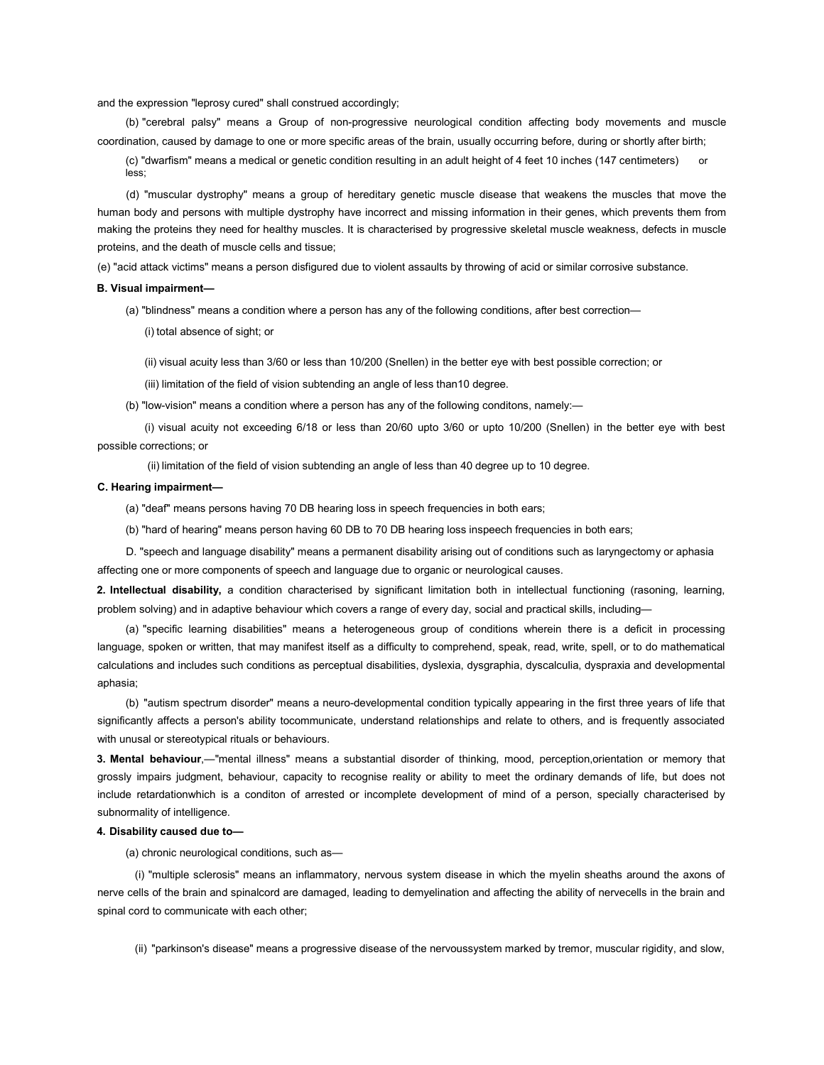and the expression "leprosy cured" shall construed accordingly;

(b) "cerebral palsy" means a Group of non-progressive neurological condition affecting body movements and muscle coordination, caused by damage to one or more specific areas of the brain, usually occurring before, during or shortly after birth;

(c) "dwarfism" means a medical or genetic condition resulting in an adult height of 4 feet 10 inches (147 centimeters) or less;

(d) "muscular dystrophy" means a group of hereditary genetic muscle disease that weakens the muscles that move the human body and persons with multiple dystrophy have incorrect and missing information in their genes, which prevents them from making the proteins they need for healthy muscles. It is characterised by progressive skeletal muscle weakness, defects in muscle proteins, and the death of muscle cells and tissue;

(e) "acid attack victims" means a person disfigured due to violent assaults by throwing of acid or similar corrosive substance.

**B. Visual impairment—**

(a) "blindness" means a condition where a person has any of the following conditions, after best correction—

(i) total absence of sight; or

(ii) visual acuity less than 3/60 or less than 10/200 (Snellen) in the better eye with best possible correction; or

(iii) limitation of the field of vision subtending an angle of less than10 degree.

(b) "low-vision" means a condition where a person has any of the following conditons, namely:—

(i) visual acuity not exceeding 6/18 or less than 20/60 upto 3/60 or upto 10/200 (Snellen) in the better eye with best possible corrections; or

(ii) limitation of the field of vision subtending an angle of less than 40 degree up to 10 degree.

**C. Hearing impairment—**

(a) "deaf" means persons having 70 DB hearing loss in speech frequencies in both ears;

(b) "hard of hearing" means person having 60 DB to 70 DB hearing loss inspeech frequencies in both ears;

D. "speech and language disability" means a permanent disability arising out of conditions such as laryngectomy or aphasia affecting one or more components of speech and language due to organic or neurological causes.

**2. Intellectual disability,** a condition characterised by significant limitation both in intellectual functioning (rasoning, learning, problem solving) and in adaptive behaviour which covers a range of every day, social and practical skills, including—

(a) "specific learning disabilities" means a heterogeneous group of conditions wherein there is a deficit in processing language, spoken or written, that may manifest itself as a difficulty to comprehend, speak, read, write, spell, or to do mathematical calculations and includes such conditions as perceptual disabilities, dyslexia, dysgraphia, dyscalculia, dyspraxia and developmental aphasia;

(b) "autism spectrum disorder" means a neuro-developmental condition typically appearing in the first three years of life that significantly affects a person's ability tocommunicate, understand relationships and relate to others, and is frequently associated with unusal or stereotypical rituals or behaviours.

**3. Mental behaviour**,—"mental illness" means a substantial disorder of thinking, mood, perception,orientation or memory that grossly impairs judgment, behaviour, capacity to recognise reality or ability to meet the ordinary demands of life, but does not include retardationwhich is a conditon of arrested or incomplete development of mind of a person, specially characterised by subnormality of intelligence.

**4. Disability caused due to—**

(a) chronic neurological conditions, such as—

(i) "multiple sclerosis" means an inflammatory, nervous system disease in which the myelin sheaths around the axons of nerve cells of the brain and spinalcord are damaged, leading to demyelination and affecting the ability of nervecells in the brain and spinal cord to communicate with each other;

(ii) "parkinson's disease" means a progressive disease of the nervoussystem marked by tremor, muscular rigidity, and slow,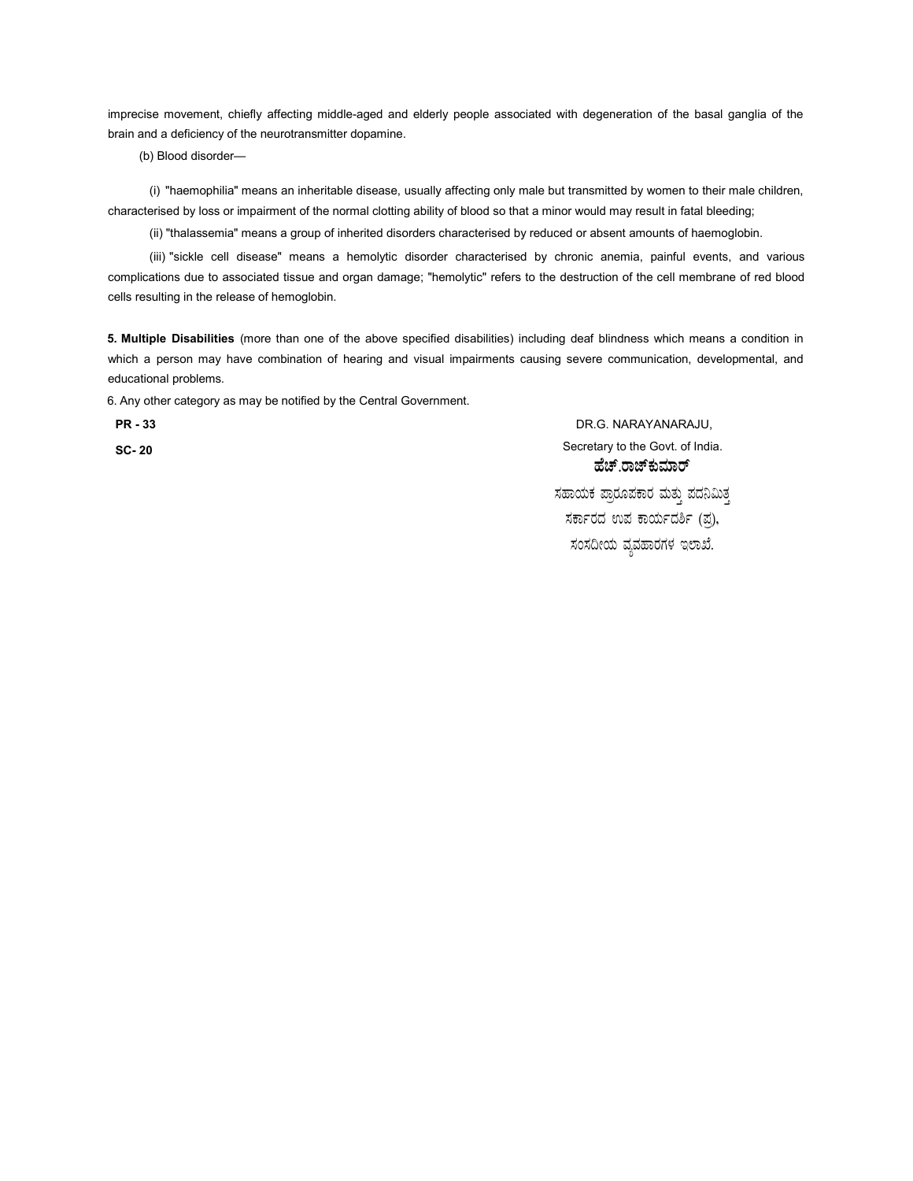imprecise movement, chiefly affecting middle-aged and elderly people associated with degeneration of the basal ganglia of the brain and a deficiency of the neurotransmitter dopamine.

(b) Blood disorder—

(i) "haemophilia" means an inheritable disease, usually affecting only male but transmitted by women to their male children, characterised by loss or impairment of the normal clotting ability of blood so that a minor would may result in fatal bleeding;

(ii) "thalassemia" means a group of inherited disorders characterised by reduced or absent amounts of haemoglobin.

(iii) "sickle cell disease" means a hemolytic disorder characterised by chronic anemia, painful events, and various complications due to associated tissue and organ damage; "hemolytic" refers to the destruction of the cell membrane of red blood cells resulting in the release of hemoglobin.

**5. Multiple Disabilities** (more than one of the above specified disabilities) including deaf blindness which means a condition in which a person may have combination of hearing and visual impairments causing severe communication, developmental, and educational problems.

6. Any other category as may be notified by the Central Government.

**PR - 33**

**SC- 20**

DR.G. NARAYANARAJU,
Secretary to the Govt. of India.

**ಹೆಚ್.ರಾಜ್‌ಕುಮಾರ್**

ಸಹಾಯಕ ಪ್ರಾರೂಪಕಾರ ಮತ್ತು ಪದನಿಮಿತ್ತ
ಸರ್ಕಾರದ ಉಪ ಕಾರ್ಯದರ್ಶಿ (ಪ್ರ),
ಸಂಸದೀಯ ವ್ಯವಹಾರಗಳ ಇಲಾಖೆ.